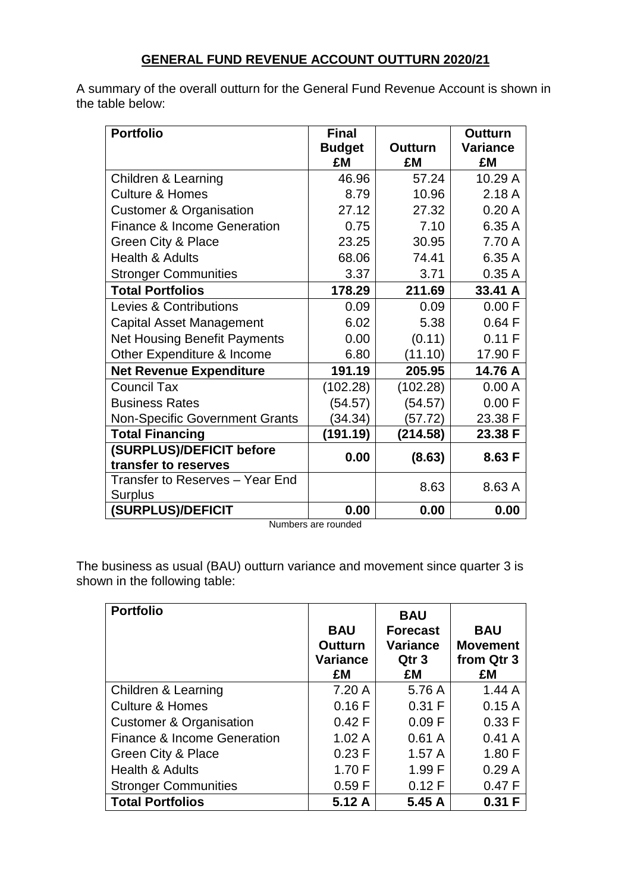## GENERAL FUND REVENUE ACCOUNT OUTTURN 2020/21

A summary of the overall outturn for the General Fund Revenue Account is shown in the table below:

| Portfolio | Final Budget £M | Outturn £M | Outturn Variance £M |
|---|---|---|---|
| Children & Learning | 46.96 | 57.24 | 10.29 A |
| Culture & Homes | 8.79 | 10.96 | 2.18 A |
| Customer & Organisation | 27.12 | 27.32 | 0.20 A |
| Finance & Income Generation | 0.75 | 7.10 | 6.35 A |
| Green City & Place | 23.25 | 30.95 | 7.70 A |
| Health & Adults | 68.06 | 74.41 | 6.35 A |
| Stronger Communities | 3.37 | 3.71 | 0.35 A |
| **Total Portfolios** | **178.29** | **211.69** | **33.41 A** |
| Levies & Contributions | 0.09 | 0.09 | 0.00 F |
| Capital Asset Management | 6.02 | 5.38 | 0.64 F |
| Net Housing Benefit Payments | 0.00 | (0.11) | 0.11 F |
| Other Expenditure & Income | 6.80 | (11.10) | 17.90 F |
| **Net Revenue Expenditure** | **191.19** | **205.95** | **14.76 A** |
| Council Tax | (102.28) | (102.28) | 0.00 A |
| Business Rates | (54.57) | (54.57) | 0.00 F |
| Non-Specific Government Grants | (34.34) | (57.72) | 23.38 F |
| **Total Financing** | **(191.19)** | **(214.58)** | **23.38 F** |
| **(SURPLUS)/DEFICIT before transfer to reserves** | **0.00** | **(8.63)** | **8.63 F** |
| Transfer to Reserves – Year End Surplus | | 8.63 | 8.63 A |
| **(SURPLUS)/DEFICIT** | **0.00** | **0.00** | **0.00** |

Numbers are rounded

The business as usual (BAU) outturn variance and movement since quarter 3 is shown in the following table:

| Portfolio | BAU Outturn Variance £M | BAU Forecast Variance Qtr 3 £M | BAU Movement from Qtr 3 £M |
|---|---|---|---|
| Children & Learning | 7.20 A | 5.76 A | 1.44 A |
| Culture & Homes | 0.16 F | 0.31 F | 0.15 A |
| Customer & Organisation | 0.42 F | 0.09 F | 0.33 F |
| Finance & Income Generation | 1.02 A | 0.61 A | 0.41 A |
| Green City & Place | 0.23 F | 1.57 A | 1.80 F |
| Health & Adults | 1.70 F | 1.99 F | 0.29 A |
| Stronger Communities | 0.59 F | 0.12 F | 0.47 F |
| **Total Portfolios** | **5.12 A** | **5.45 A** | **0.31 F** |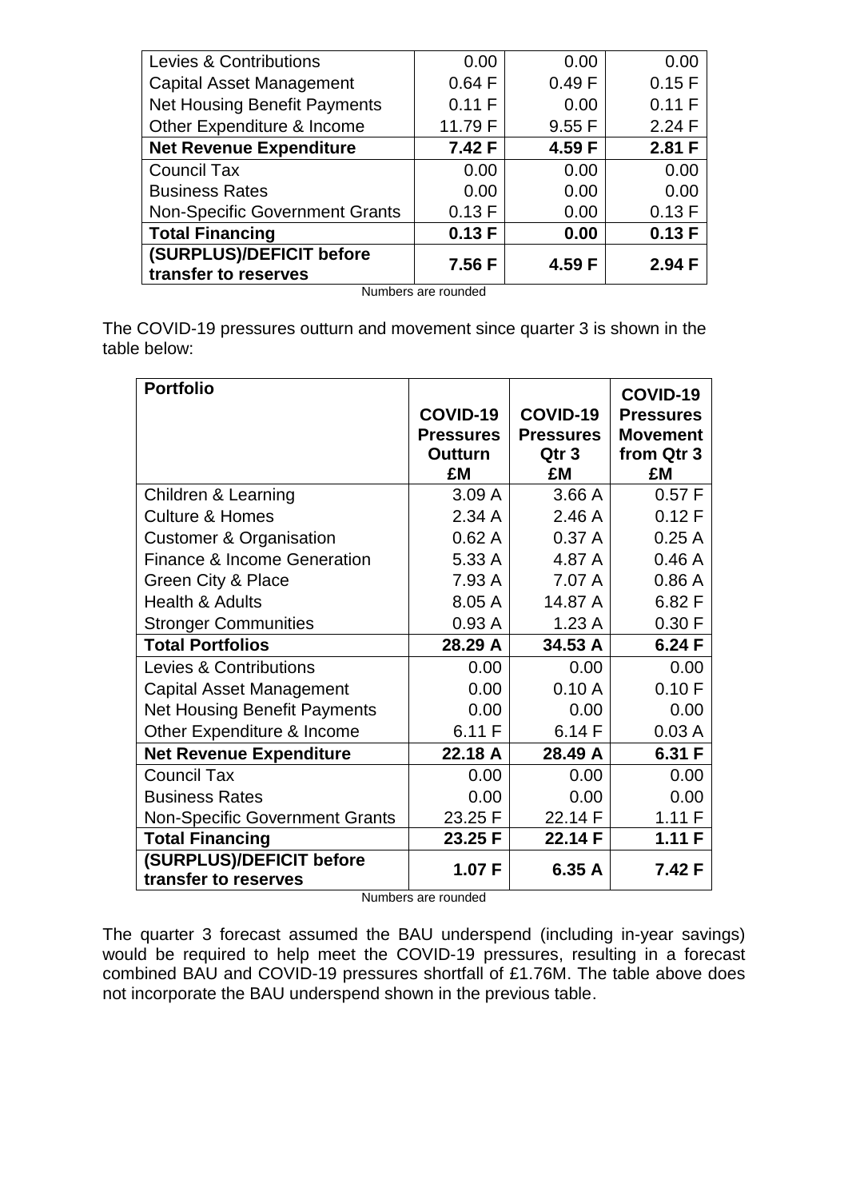| | | | |
|---|---|---|---|
| Levies & Contributions | 0.00 | 0.00 | 0.00 |
| Capital Asset Management | 0.64 F | 0.49 F | 0.15 F |
| Net Housing Benefit Payments | 0.11 F | 0.00 | 0.11 F |
| Other Expenditure & Income | 11.79 F | 9.55 F | 2.24 F |
| **Net Revenue Expenditure** | **7.42 F** | **4.59 F** | **2.81 F** |
| Council Tax | 0.00 | 0.00 | 0.00 |
| Business Rates | 0.00 | 0.00 | 0.00 |
| Non-Specific Government Grants | 0.13 F | 0.00 | 0.13 F |
| **Total Financing** | **0.13 F** | **0.00** | **0.13 F** |
| **(SURPLUS)/DEFICIT before transfer to reserves** | **7.56 F** | **4.59 F** | **2.94 F** |

Numbers are rounded

The COVID-19 pressures outturn and movement since quarter 3 is shown in the table below:

| **Portfolio** | **COVID-19 Pressures Outturn £M** | **COVID-19 Pressures Qtr 3 £M** | **COVID-19 Pressures Movement from Qtr 3 £M** |
|---|---|---|---|
| Children & Learning | 3.09 A | 3.66 A | 0.57 F |
| Culture & Homes | 2.34 A | 2.46 A | 0.12 F |
| Customer & Organisation | 0.62 A | 0.37 A | 0.25 A |
| Finance & Income Generation | 5.33 A | 4.87 A | 0.46 A |
| Green City & Place | 7.93 A | 7.07 A | 0.86 A |
| Health & Adults | 8.05 A | 14.87 A | 6.82 F |
| Stronger Communities | 0.93 A | 1.23 A | 0.30 F |
| **Total Portfolios** | **28.29 A** | **34.53 A** | **6.24 F** |
| Levies & Contributions | 0.00 | 0.00 | 0.00 |
| Capital Asset Management | 0.00 | 0.10 A | 0.10 F |
| Net Housing Benefit Payments | 0.00 | 0.00 | 0.00 |
| Other Expenditure & Income | 6.11 F | 6.14 F | 0.03 A |
| **Net Revenue Expenditure** | **22.18 A** | **28.49 A** | **6.31 F** |
| Council Tax | 0.00 | 0.00 | 0.00 |
| Business Rates | 0.00 | 0.00 | 0.00 |
| Non-Specific Government Grants | 23.25 F | 22.14 F | 1.11 F |
| **Total Financing** | **23.25 F** | **22.14 F** | **1.11 F** |
| **(SURPLUS)/DEFICIT before transfer to reserves** | **1.07 F** | **6.35 A** | **7.42 F** |

Numbers are rounded

The quarter 3 forecast assumed the BAU underspend (including in-year savings) would be required to help meet the COVID-19 pressures, resulting in a forecast combined BAU and COVID-19 pressures shortfall of £1.76M. The table above does not incorporate the BAU underspend shown in the previous table.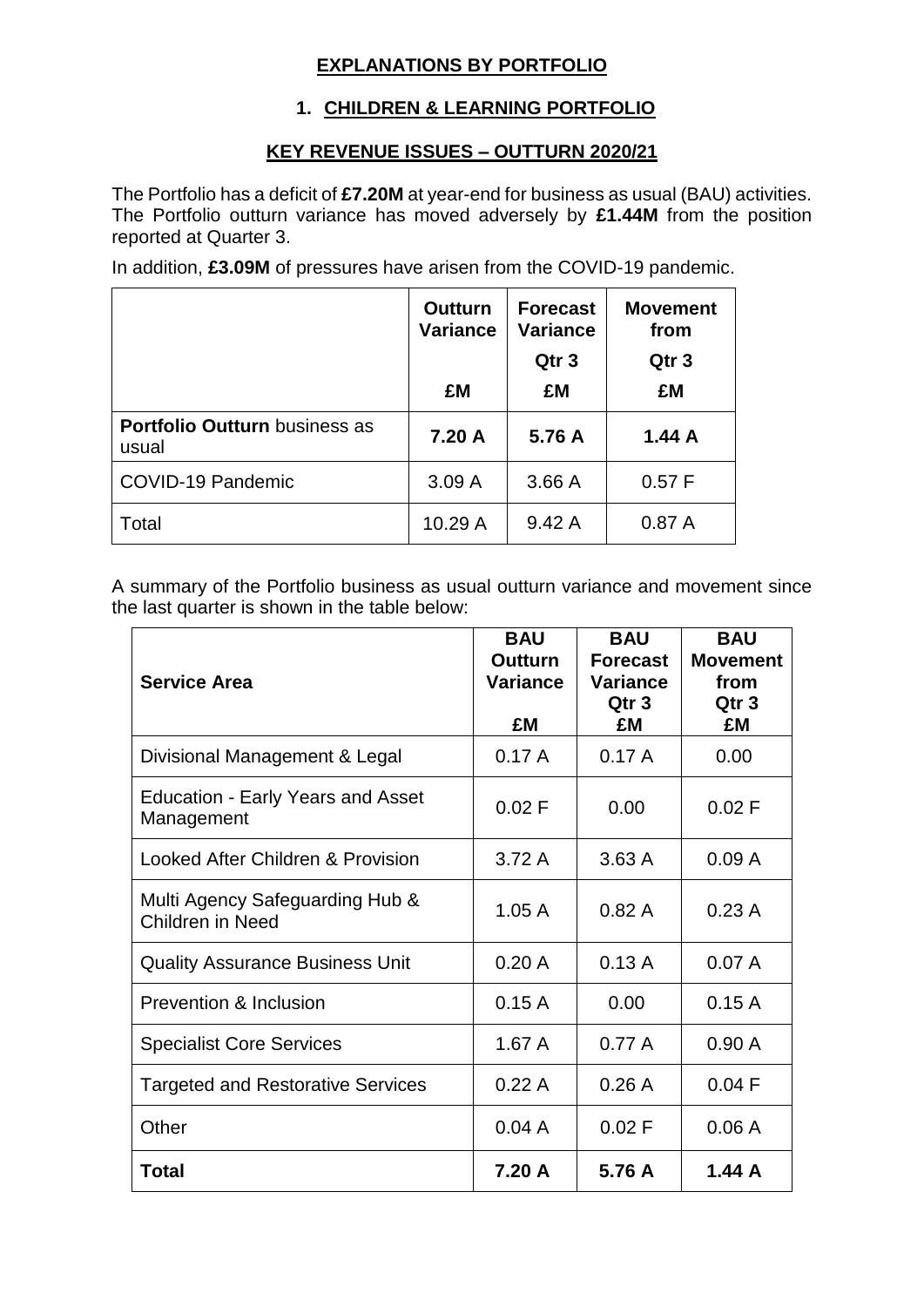## EXPLANATIONS BY PORTFOLIO

### 1. CHILDREN & LEARNING PORTFOLIO

### KEY REVENUE ISSUES – OUTTURN 2020/21

The Portfolio has a deficit of **£7.20M** at year-end for business as usual (BAU) activities. The Portfolio outturn variance has moved adversely by **£1.44M** from the position reported at Quarter 3.

In addition, **£3.09M** of pressures have arisen from the COVID-19 pandemic.

| | Outturn Variance £M | Forecast Variance Qtr 3 £M | Movement from Qtr 3 £M |
|---|---|---|---|
| **Portfolio Outturn** business as usual | **7.20 A** | **5.76 A** | **1.44 A** |
| COVID-19 Pandemic | 3.09 A | 3.66 A | 0.57 F |
| Total | 10.29 A | 9.42 A | 0.87 A |

A summary of the Portfolio business as usual outturn variance and movement since the last quarter is shown in the table below:

| Service Area | BAU Outturn Variance £M | BAU Forecast Variance Qtr 3 £M | BAU Movement from Qtr 3 £M |
|---|---|---|---|
| Divisional Management & Legal | 0.17 A | 0.17 A | 0.00 |
| Education - Early Years and Asset Management | 0.02 F | 0.00 | 0.02 F |
| Looked After Children & Provision | 3.72 A | 3.63 A | 0.09 A |
| Multi Agency Safeguarding Hub & Children in Need | 1.05 A | 0.82 A | 0.23 A |
| Quality Assurance Business Unit | 0.20 A | 0.13 A | 0.07 A |
| Prevention & Inclusion | 0.15 A | 0.00 | 0.15 A |
| Specialist Core Services | 1.67 A | 0.77 A | 0.90 A |
| Targeted and Restorative Services | 0.22 A | 0.26 A | 0.04 F |
| Other | 0.04 A | 0.02 F | 0.06 A |
| **Total** | **7.20 A** | **5.76 A** | **1.44 A** |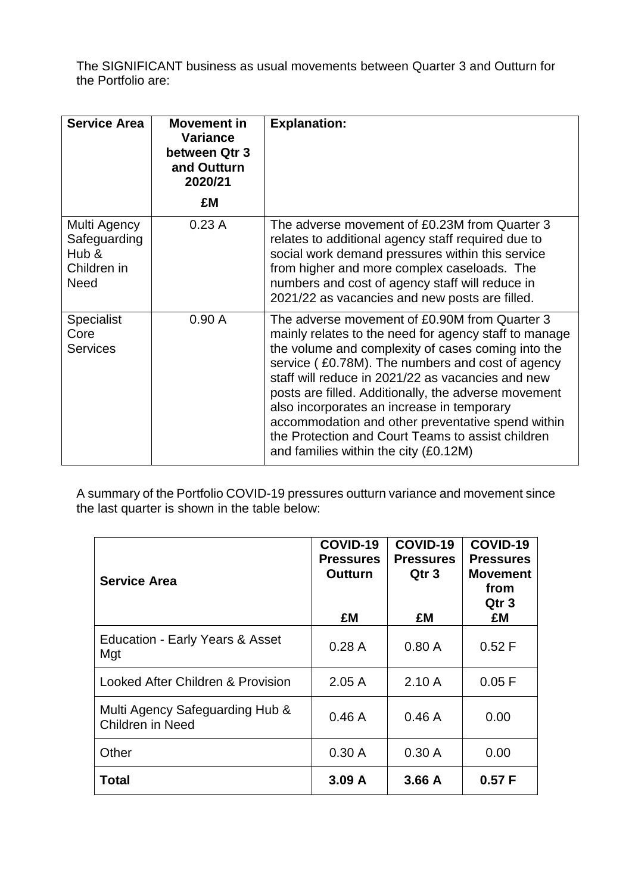The SIGNIFICANT business as usual movements between Quarter 3 and Outturn for the Portfolio are:

| Service Area | Movement in Variance between Qtr 3 and Outturn 2020/21 £M | Explanation: |
|---|---|---|
| Multi Agency Safeguarding Hub & Children in Need | 0.23 A | The adverse movement of £0.23M from Quarter 3 relates to additional agency staff required due to social work demand pressures within this service from higher and more complex caseloads. The numbers and cost of agency staff will reduce in 2021/22 as vacancies and new posts are filled. |
| Specialist Core Services | 0.90 A | The adverse movement of £0.90M from Quarter 3 mainly relates to the need for agency staff to manage the volume and complexity of cases coming into the service ( £0.78M). The numbers and cost of agency staff will reduce in 2021/22 as vacancies and new posts are filled. Additionally, the adverse movement also incorporates an increase in temporary accommodation and other preventative spend within the Protection and Court Teams to assist children and families within the city (£0.12M) |

A summary of the Portfolio COVID-19 pressures outturn variance and movement since the last quarter is shown in the table below:

| Service Area | COVID-19 Pressures Outturn £M | COVID-19 Pressures Qtr 3 £M | COVID-19 Pressures Movement from Qtr 3 £M |
|---|---|---|---|
| Education - Early Years & Asset Mgt | 0.28 A | 0.80 A | 0.52 F |
| Looked After Children & Provision | 2.05 A | 2.10 A | 0.05 F |
| Multi Agency Safeguarding Hub & Children in Need | 0.46 A | 0.46 A | 0.00 |
| Other | 0.30 A | 0.30 A | 0.00 |
| **Total** | **3.09 A** | **3.66 A** | **0.57 F** |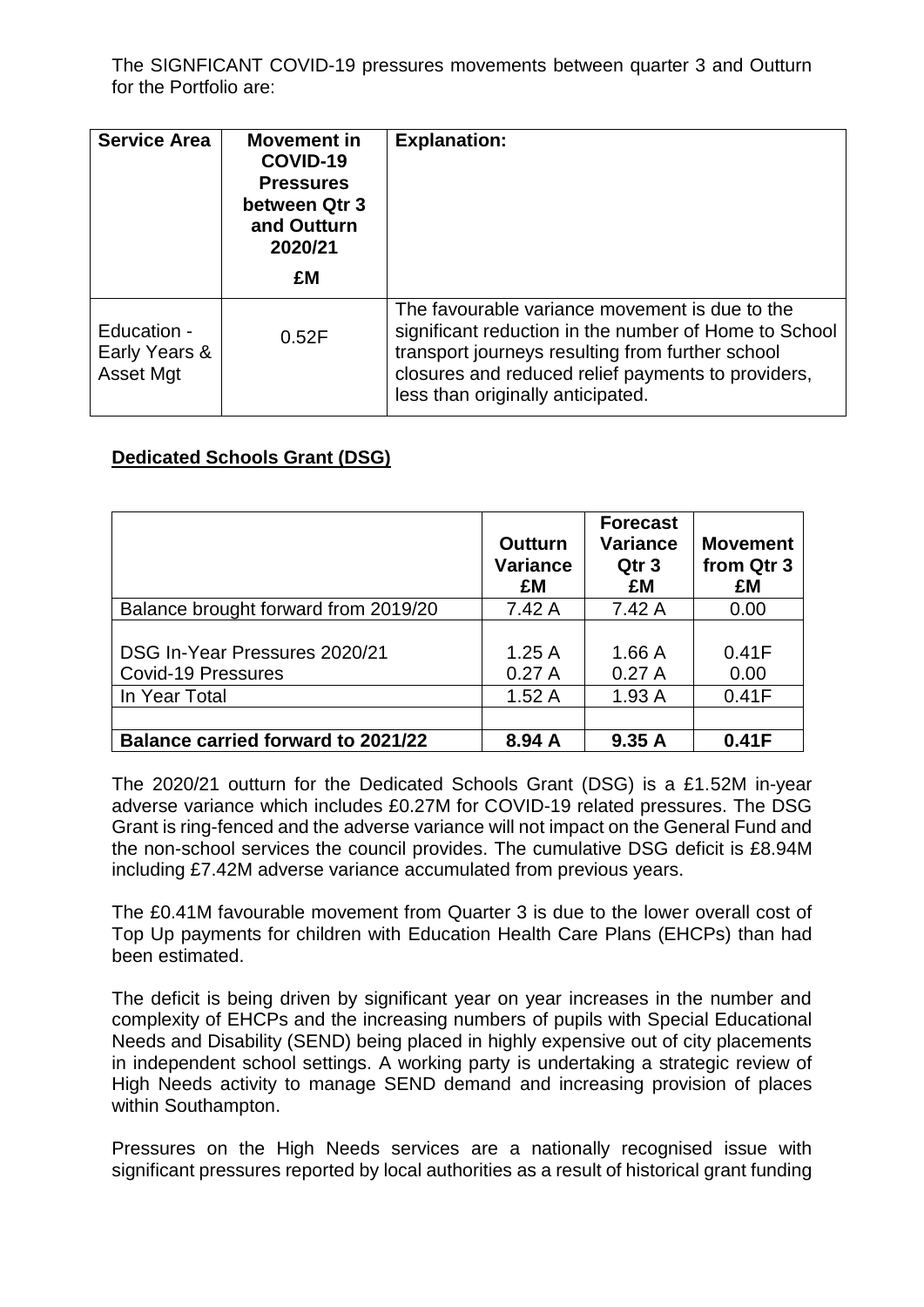The SIGNFICANT COVID-19 pressures movements between quarter 3 and Outturn for the Portfolio are:

| Service Area | Movement in COVID-19 Pressures between Qtr 3 and Outturn 2020/21<br><br>£M | Explanation: |
|---|---|---|
| Education - Early Years & Asset Mgt | 0.52F | The favourable variance movement is due to the significant reduction in the number of Home to School transport journeys resulting from further school closures and reduced relief payments to providers, less than originally anticipated. |

**Dedicated Schools Grant (DSG)**

| | Outturn Variance £M | Forecast Variance Qtr 3 £M | Movement from Qtr 3 £M |
|---|---|---|---|
| Balance brought forward from 2019/20 | 7.42 A | 7.42 A | 0.00 |
| DSG In-Year Pressures 2020/21 | 1.25 A | 1.66 A | 0.41F |
| Covid-19 Pressures | 0.27 A | 0.27 A | 0.00 |
| In Year Total | 1.52 A | 1.93 A | 0.41F |
| | | | |
| **Balance carried forward to 2021/22** | **8.94 A** | **9.35 A** | **0.41F** |

The 2020/21 outturn for the Dedicated Schools Grant (DSG) is a £1.52M in-year adverse variance which includes £0.27M for COVID-19 related pressures. The DSG Grant is ring-fenced and the adverse variance will not impact on the General Fund and the non-school services the council provides. The cumulative DSG deficit is £8.94M including £7.42M adverse variance accumulated from previous years.

The £0.41M favourable movement from Quarter 3 is due to the lower overall cost of Top Up payments for children with Education Health Care Plans (EHCPs) than had been estimated.

The deficit is being driven by significant year on year increases in the number and complexity of EHCPs and the increasing numbers of pupils with Special Educational Needs and Disability (SEND) being placed in highly expensive out of city placements in independent school settings. A working party is undertaking a strategic review of High Needs activity to manage SEND demand and increasing provision of places within Southampton.

Pressures on the High Needs services are a nationally recognised issue with significant pressures reported by local authorities as a result of historical grant funding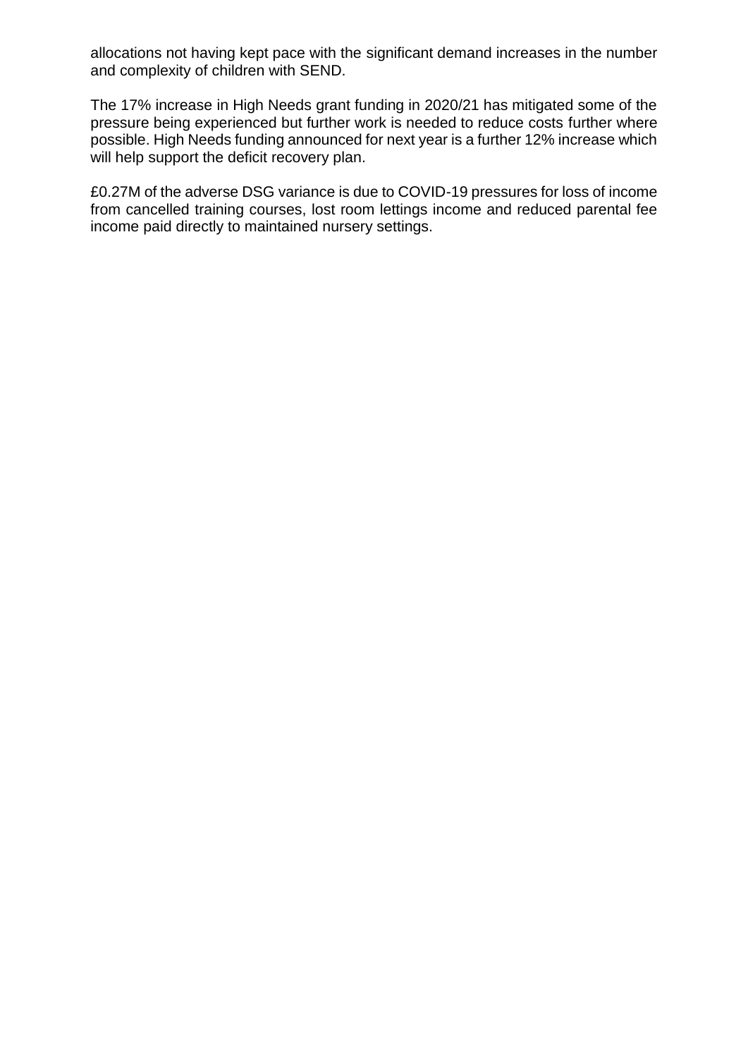allocations not having kept pace with the significant demand increases in the number and complexity of children with SEND.

The 17% increase in High Needs grant funding in 2020/21 has mitigated some of the pressure being experienced but further work is needed to reduce costs further where possible. High Needs funding announced for next year is a further 12% increase which will help support the deficit recovery plan.

£0.27M of the adverse DSG variance is due to COVID-19 pressures for loss of income from cancelled training courses, lost room lettings income and reduced parental fee income paid directly to maintained nursery settings.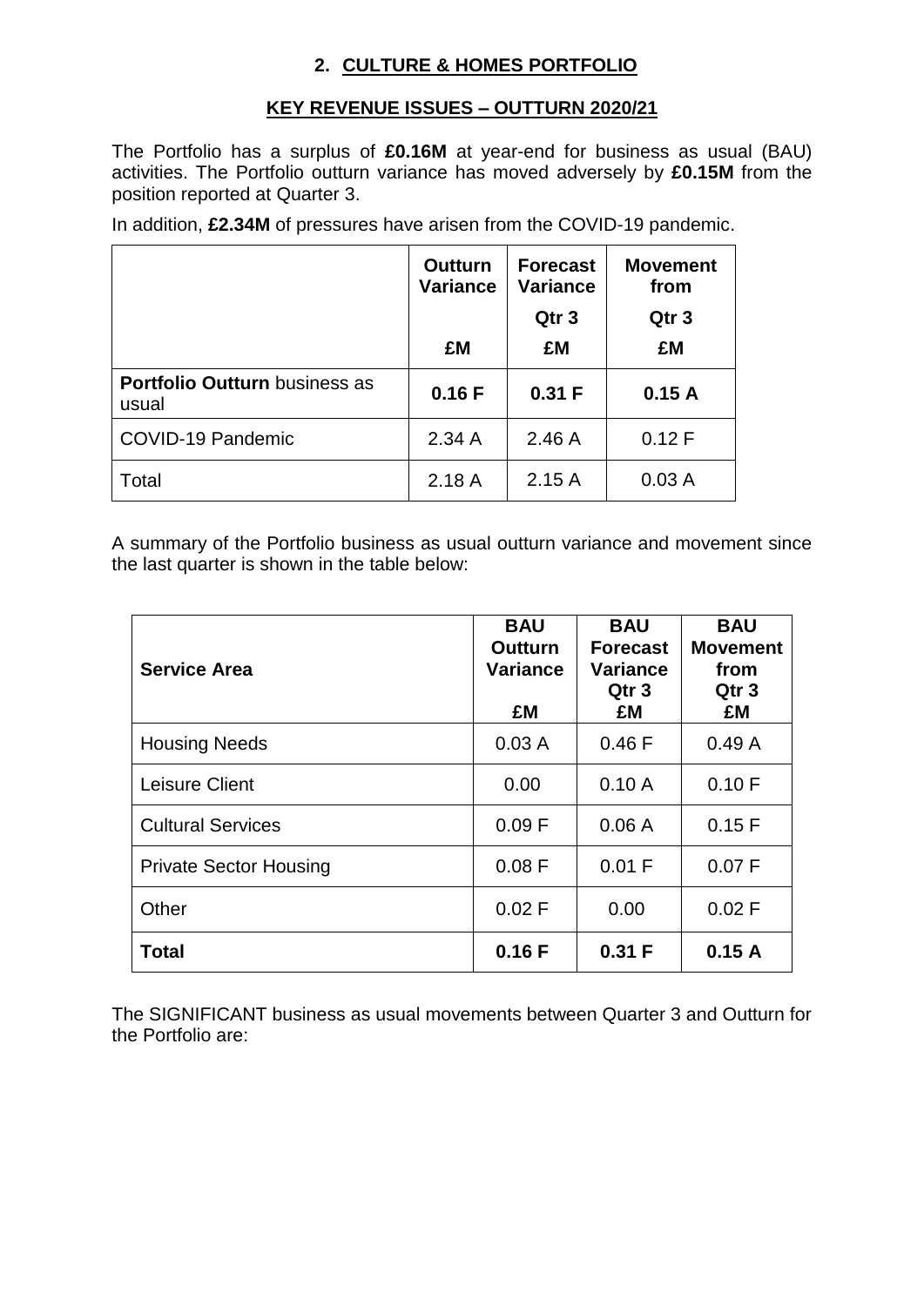## 2. CULTURE & HOMES PORTFOLIO

### KEY REVENUE ISSUES – OUTTURN 2020/21

The Portfolio has a surplus of **£0.16M** at year-end for business as usual (BAU) activities. The Portfolio outturn variance has moved adversely by **£0.15M** from the position reported at Quarter 3.

In addition, **£2.34M** of pressures have arisen from the COVID-19 pandemic.

| | Outturn Variance<br><br>£M | Forecast Variance<br>Qtr 3<br>£M | Movement from<br>Qtr 3<br>£M |
|---|---|---|---|
| **Portfolio Outturn** business as usual | **0.16 F** | **0.31 F** | **0.15 A** |
| COVID-19 Pandemic | 2.34 A | 2.46 A | 0.12 F |
| Total | 2.18 A | 2.15 A | 0.03 A |

A summary of the Portfolio business as usual outturn variance and movement since the last quarter is shown in the table below:

| Service Area | BAU Outturn Variance<br>£M | BAU Forecast Variance Qtr 3<br>£M | BAU Movement from Qtr 3<br>£M |
|---|---|---|---|
| Housing Needs | 0.03 A | 0.46 F | 0.49 A |
| Leisure Client | 0.00 | 0.10 A | 0.10 F |
| Cultural Services | 0.09 F | 0.06 A | 0.15 F |
| Private Sector Housing | 0.08 F | 0.01 F | 0.07 F |
| Other | 0.02 F | 0.00 | 0.02 F |
| **Total** | **0.16 F** | **0.31 F** | **0.15 A** |

The SIGNIFICANT business as usual movements between Quarter 3 and Outturn for the Portfolio are: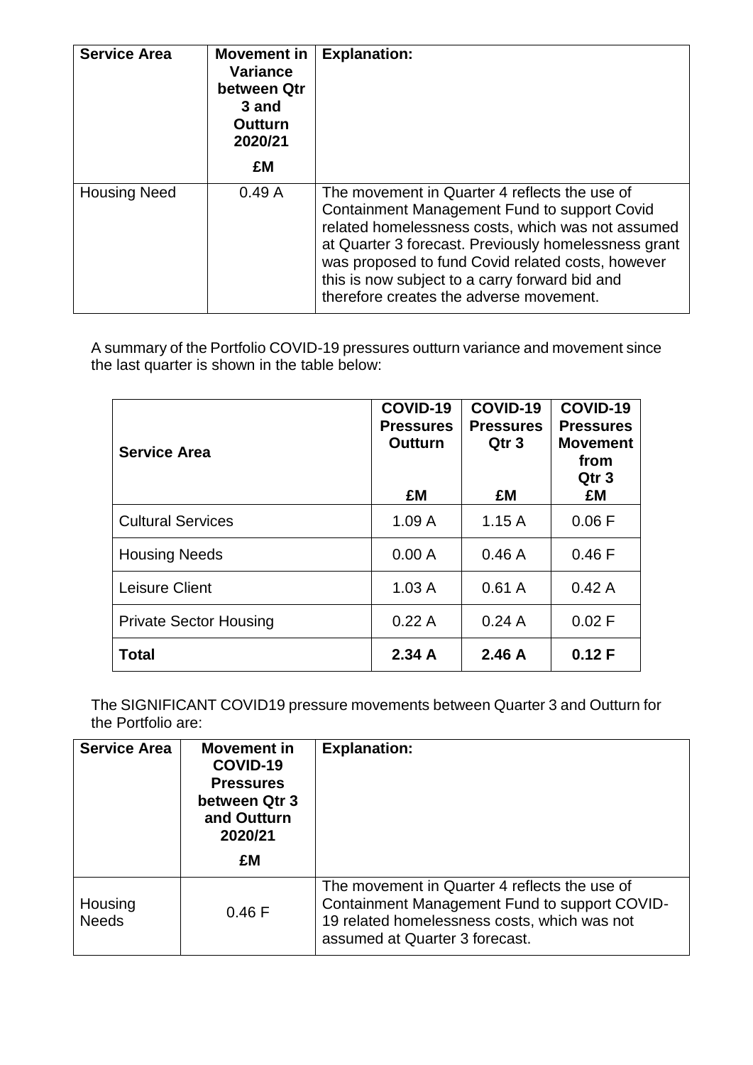| Service Area | Movement in Variance between Qtr 3 and Outturn 2020/21<br><br>£M | Explanation: |
|---|---|---|
| Housing Need | 0.49 A | The movement in Quarter 4 reflects the use of Containment Management Fund to support Covid related homelessness costs, which was not assumed at Quarter 3 forecast. Previously homelessness grant was proposed to fund Covid related costs, however this is now subject to a carry forward bid and therefore creates the adverse movement. |

A summary of the Portfolio COVID-19 pressures outturn variance and movement since the last quarter is shown in the table below:

| Service Area | COVID-19 Pressures Outturn<br><br>£M | COVID-19 Pressures Qtr 3<br><br>£M | COVID-19 Pressures Movement from Qtr 3<br>£M |
|---|---|---|---|
| Cultural Services | 1.09 A | 1.15 A | 0.06 F |
| Housing Needs | 0.00 A | 0.46 A | 0.46 F |
| Leisure Client | 1.03 A | 0.61 A | 0.42 A |
| Private Sector Housing | 0.22 A | 0.24 A | 0.02 F |
| **Total** | **2.34 A** | **2.46 A** | **0.12 F** |

The SIGNIFICANT COVID19 pressure movements between Quarter 3 and Outturn for the Portfolio are:

| Service Area | Movement in COVID-19 Pressures between Qtr 3 and Outturn 2020/21<br><br>£M | Explanation: |
|---|---|---|
| Housing Needs | 0.46 F | The movement in Quarter 4 reflects the use of Containment Management Fund to support COVID-19 related homelessness costs, which was not assumed at Quarter 3 forecast. |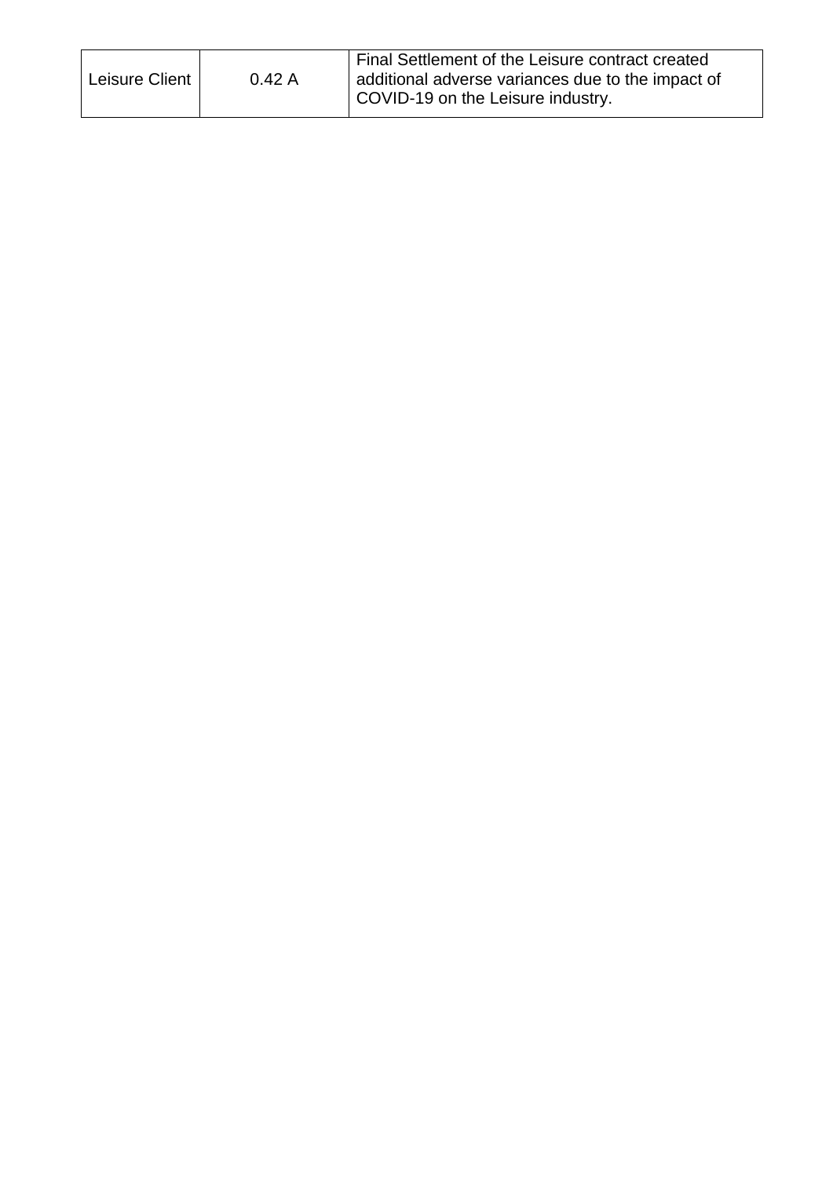| Leisure Client | 0.42 A | Final Settlement of the Leisure contract created additional adverse variances due to the impact of COVID-19 on the Leisure industry. |
|---|---|---|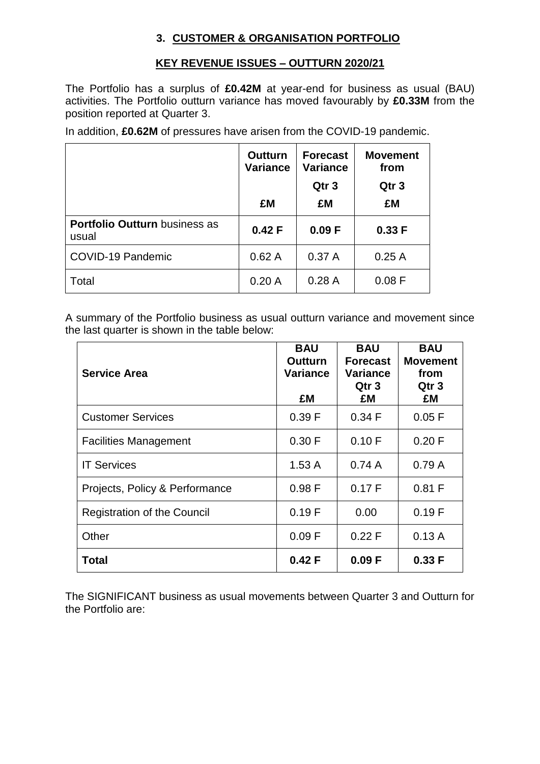## 3. CUSTOMER & ORGANISATION PORTFOLIO

### KEY REVENUE ISSUES – OUTTURN 2020/21

The Portfolio has a surplus of **£0.42M** at year-end for business as usual (BAU) activities. The Portfolio outturn variance has moved favourably by **£0.33M** from the position reported at Quarter 3.

In addition, **£0.62M** of pressures have arisen from the COVID-19 pandemic.

| | Outturn Variance £M | Forecast Variance Qtr 3 £M | Movement from Qtr 3 £M |
|---|---|---|---|
| **Portfolio Outturn** business as usual | **0.42 F** | **0.09 F** | **0.33 F** |
| COVID-19 Pandemic | 0.62 A | 0.37 A | 0.25 A |
| Total | 0.20 A | 0.28 A | 0.08 F |

A summary of the Portfolio business as usual outturn variance and movement since the last quarter is shown in the table below:

| **Service Area** | **BAU Outturn Variance £M** | **BAU Forecast Variance Qtr 3 £M** | **BAU Movement from Qtr 3 £M** |
|---|---|---|---|
| Customer Services | 0.39 F | 0.34 F | 0.05 F |
| Facilities Management | 0.30 F | 0.10 F | 0.20 F |
| IT Services | 1.53 A | 0.74 A | 0.79 A |
| Projects, Policy & Performance | 0.98 F | 0.17 F | 0.81 F |
| Registration of the Council | 0.19 F | 0.00 | 0.19 F |
| Other | 0.09 F | 0.22 F | 0.13 A |
| **Total** | **0.42 F** | **0.09 F** | **0.33 F** |

The SIGNIFICANT business as usual movements between Quarter 3 and Outturn for the Portfolio are: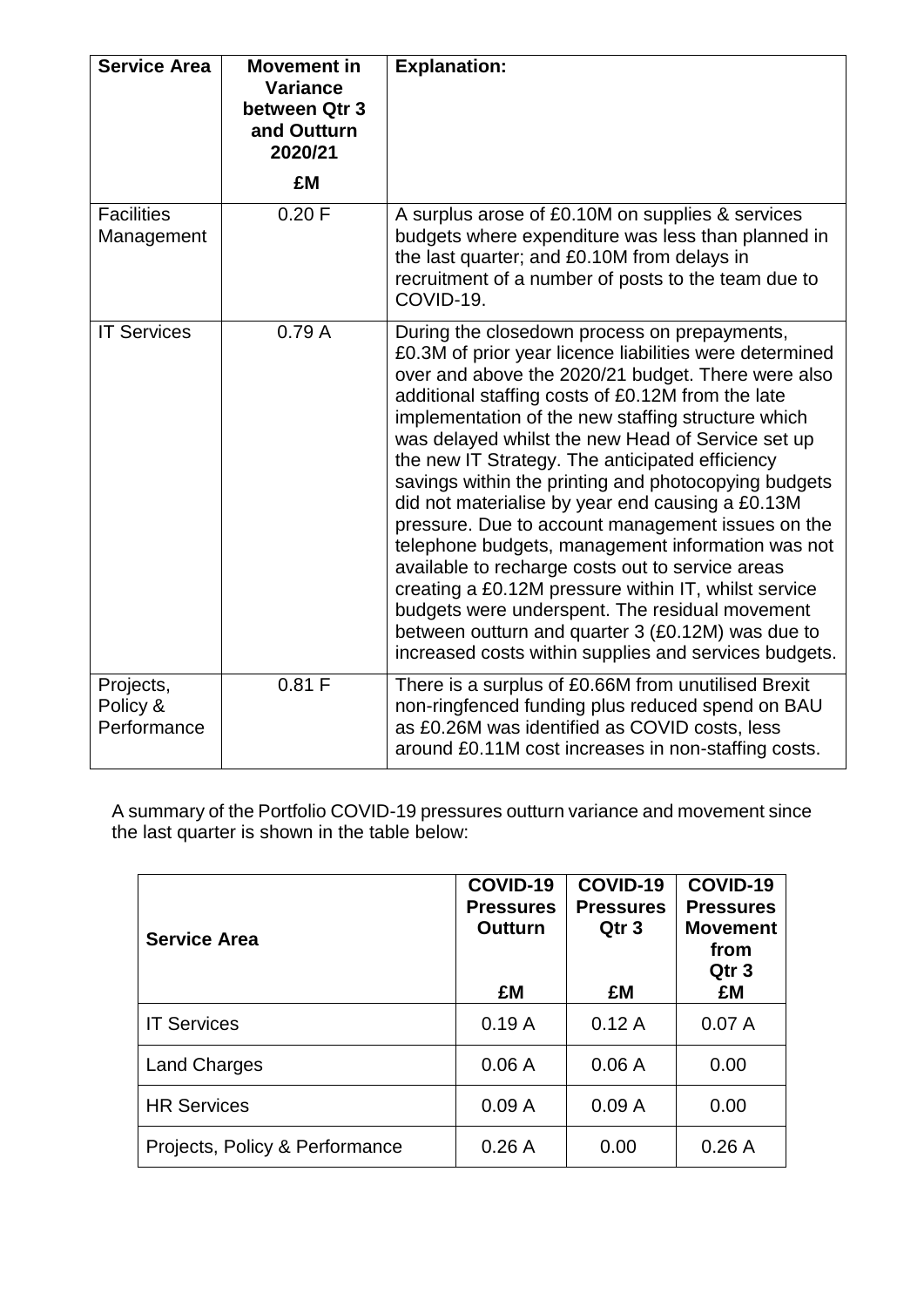| Service Area | Movement in Variance between Qtr 3 and Outturn 2020/21 £M | Explanation: |
| --- | --- | --- |
| Facilities Management | 0.20 F | A surplus arose of £0.10M on supplies & services budgets where expenditure was less than planned in the last quarter; and £0.10M from delays in recruitment of a number of posts to the team due to COVID-19. |
| IT Services | 0.79 A | During the closedown process on prepayments, £0.3M of prior year licence liabilities were determined over and above the 2020/21 budget. There were also additional staffing costs of £0.12M from the late implementation of the new staffing structure which was delayed whilst the new Head of Service set up the new IT Strategy. The anticipated efficiency savings within the printing and photocopying budgets did not materialise by year end causing a £0.13M pressure. Due to account management issues on the telephone budgets, management information was not available to recharge costs out to service areas creating a £0.12M pressure within IT, whilst service budgets were underspent. The residual movement between outturn and quarter 3 (£0.12M) was due to increased costs within supplies and services budgets. |
| Projects, Policy & Performance | 0.81 F | There is a surplus of £0.66M from unutilised Brexit non-ringfenced funding plus reduced spend on BAU as £0.26M was identified as COVID costs, less around £0.11M cost increases in non-staffing costs. |

A summary of the Portfolio COVID-19 pressures outturn variance and movement since the last quarter is shown in the table below:

| Service Area | COVID-19 Pressures Outturn £M | COVID-19 Pressures Qtr 3 £M | COVID-19 Pressures Movement from Qtr 3 £M |
| --- | --- | --- | --- |
| IT Services | 0.19 A | 0.12 A | 0.07 A |
| Land Charges | 0.06 A | 0.06 A | 0.00 |
| HR Services | 0.09 A | 0.09 A | 0.00 |
| Projects, Policy & Performance | 0.26 A | 0.00 | 0.26 A |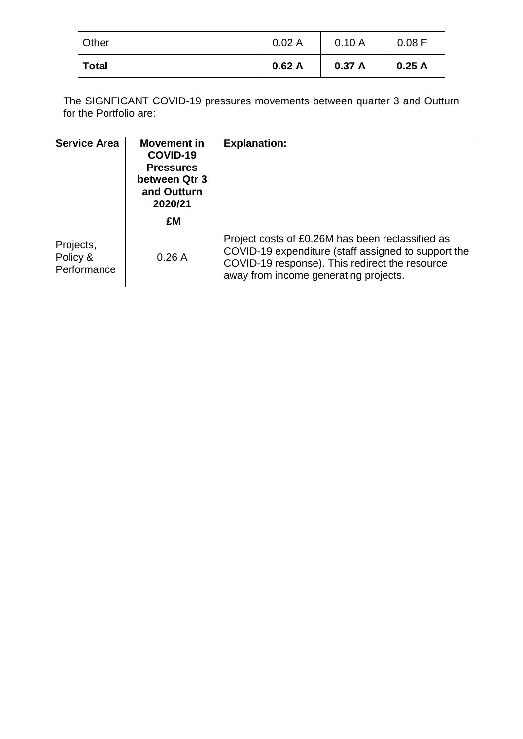| Other | 0.02 A | 0.10 A | 0.08 F |
|---|---|---|---|
| **Total** | **0.62 A** | **0.37 A** | **0.25 A** |

The SIGNFICANT COVID-19 pressures movements between quarter 3 and Outturn for the Portfolio are:

| Service Area | Movement in COVID-19 Pressures between Qtr 3 and Outturn 2020/21<br><br>£M | Explanation: |
|---|---|---|
| Projects, Policy & Performance | 0.26 A | Project costs of £0.26M has been reclassified as COVID-19 expenditure (staff assigned to support the COVID-19 response). This redirect the resource away from income generating projects. |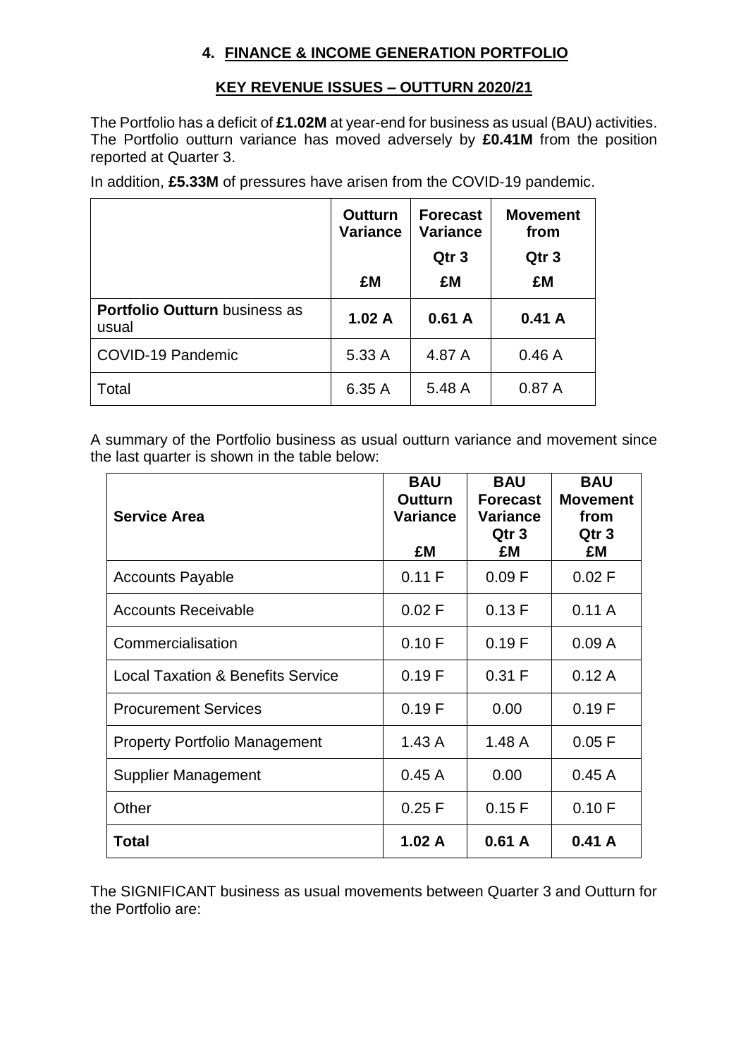# 4. FINANCE & INCOME GENERATION PORTFOLIO

## KEY REVENUE ISSUES – OUTTURN 2020/21

The Portfolio has a deficit of **£1.02M** at year-end for business as usual (BAU) activities. The Portfolio outturn variance has moved adversely by **£0.41M** from the position reported at Quarter 3.

In addition, **£5.33M** of pressures have arisen from the COVID-19 pandemic.

| | Outturn Variance £M | Forecast Variance Qtr 3 £M | Movement from Qtr 3 £M |
|---|---|---|---|
| **Portfolio Outturn** business as usual | **1.02 A** | **0.61 A** | **0.41 A** |
| COVID-19 Pandemic | 5.33 A | 4.87 A | 0.46 A |
| Total | 6.35 A | 5.48 A | 0.87 A |

A summary of the Portfolio business as usual outturn variance and movement since the last quarter is shown in the table below:

| Service Area | BAU Outturn Variance £M | BAU Forecast Variance Qtr 3 £M | BAU Movement from Qtr 3 £M |
|---|---|---|---|
| Accounts Payable | 0.11 F | 0.09 F | 0.02 F |
| Accounts Receivable | 0.02 F | 0.13 F | 0.11 A |
| Commercialisation | 0.10 F | 0.19 F | 0.09 A |
| Local Taxation & Benefits Service | 0.19 F | 0.31 F | 0.12 A |
| Procurement Services | 0.19 F | 0.00 | 0.19 F |
| Property Portfolio Management | 1.43 A | 1.48 A | 0.05 F |
| Supplier Management | 0.45 A | 0.00 | 0.45 A |
| Other | 0.25 F | 0.15 F | 0.10 F |
| **Total** | **1.02 A** | **0.61 A** | **0.41 A** |

The SIGNIFICANT business as usual movements between Quarter 3 and Outturn for the Portfolio are: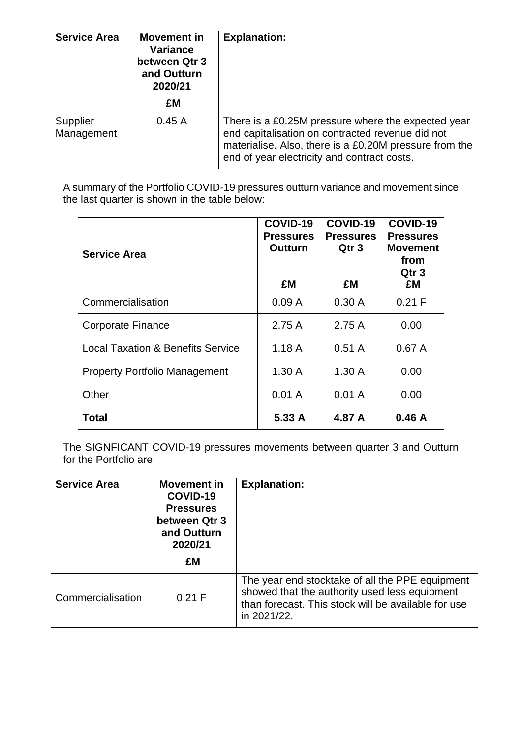| Service Area | Movement in Variance between Qtr 3 and Outturn 2020/21<br><br>£M | Explanation: |
|---|---|---|
| Supplier Management | 0.45 A | There is a £0.25M pressure where the expected year end capitalisation on contracted revenue did not materialise. Also, there is a £0.20M pressure from the end of year electricity and contract costs. |

A summary of the Portfolio COVID-19 pressures outturn variance and movement since the last quarter is shown in the table below:

| Service Area | COVID-19 Pressures Outturn<br><br>£M | COVID-19 Pressures Qtr 3<br><br>£M | COVID-19 Pressures Movement from Qtr 3<br>£M |
|---|---|---|---|
| Commercialisation | 0.09 A | 0.30 A | 0.21 F |
| Corporate Finance | 2.75 A | 2.75 A | 0.00 |
| Local Taxation & Benefits Service | 1.18 A | 0.51 A | 0.67 A |
| Property Portfolio Management | 1.30 A | 1.30 A | 0.00 |
| Other | 0.01 A | 0.01 A | 0.00 |
| **Total** | **5.33 A** | **4.87 A** | **0.46 A** |

The SIGNFICANT COVID-19 pressures movements between quarter 3 and Outturn for the Portfolio are:

| Service Area | Movement in COVID-19 Pressures between Qtr 3 and Outturn 2020/21<br><br>£M | Explanation: |
|---|---|---|
| Commercialisation | 0.21 F | The year end stocktake of all the PPE equipment showed that the authority used less equipment than forecast. This stock will be available for use in 2021/22. |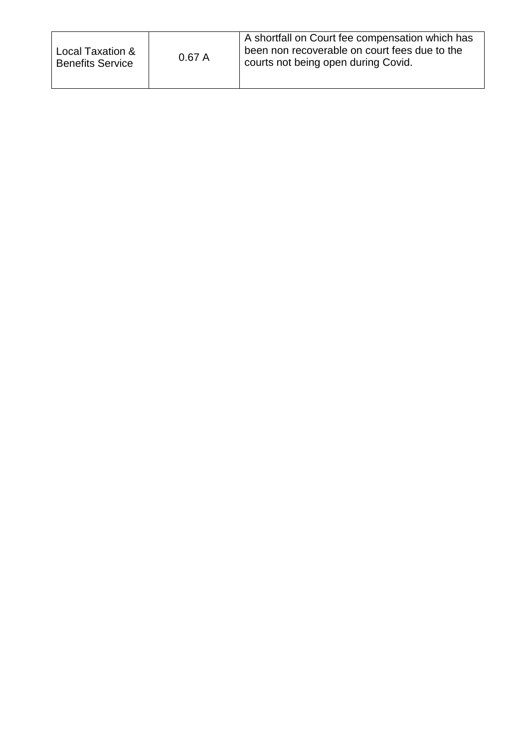| | | |
|---|---|---|
| Local Taxation & Benefits Service | 0.67 A | A shortfall on Court fee compensation which has been non recoverable on court fees due to the courts not being open during Covid. |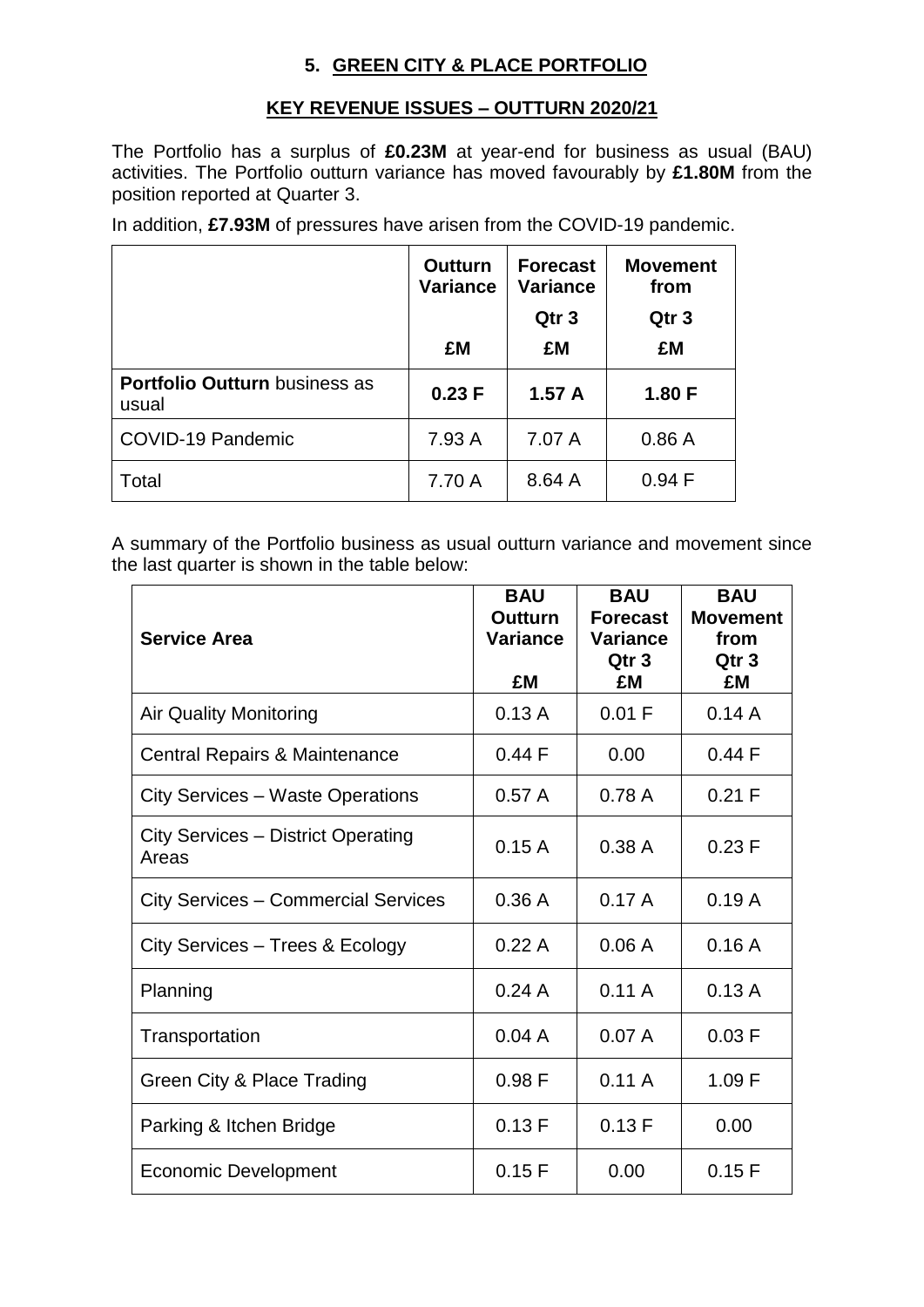## 5. GREEN CITY & PLACE PORTFOLIO

### KEY REVENUE ISSUES – OUTTURN 2020/21

The Portfolio has a surplus of **£0.23M** at year-end for business as usual (BAU) activities. The Portfolio outturn variance has moved favourably by **£1.80M** from the position reported at Quarter 3.

In addition, **£7.93M** of pressures have arisen from the COVID-19 pandemic.

| | Outturn Variance £M | Forecast Variance Qtr 3 £M | Movement from Qtr 3 £M |
|---|---|---|---|
| **Portfolio Outturn** business as usual | **0.23 F** | **1.57 A** | **1.80 F** |
| COVID-19 Pandemic | 7.93 A | 7.07 A | 0.86 A |
| Total | 7.70 A | 8.64 A | 0.94 F |

A summary of the Portfolio business as usual outturn variance and movement since the last quarter is shown in the table below:

| Service Area | BAU Outturn Variance £M | BAU Forecast Variance Qtr 3 £M | BAU Movement from Qtr 3 £M |
|---|---|---|---|
| Air Quality Monitoring | 0.13 A | 0.01 F | 0.14 A |
| Central Repairs & Maintenance | 0.44 F | 0.00 | 0.44 F |
| City Services – Waste Operations | 0.57 A | 0.78 A | 0.21 F |
| City Services – District Operating Areas | 0.15 A | 0.38 A | 0.23 F |
| City Services – Commercial Services | 0.36 A | 0.17 A | 0.19 A |
| City Services – Trees & Ecology | 0.22 A | 0.06 A | 0.16 A |
| Planning | 0.24 A | 0.11 A | 0.13 A |
| Transportation | 0.04 A | 0.07 A | 0.03 F |
| Green City & Place Trading | 0.98 F | 0.11 A | 1.09 F |
| Parking & Itchen Bridge | 0.13 F | 0.13 F | 0.00 |
| Economic Development | 0.15 F | 0.00 | 0.15 F |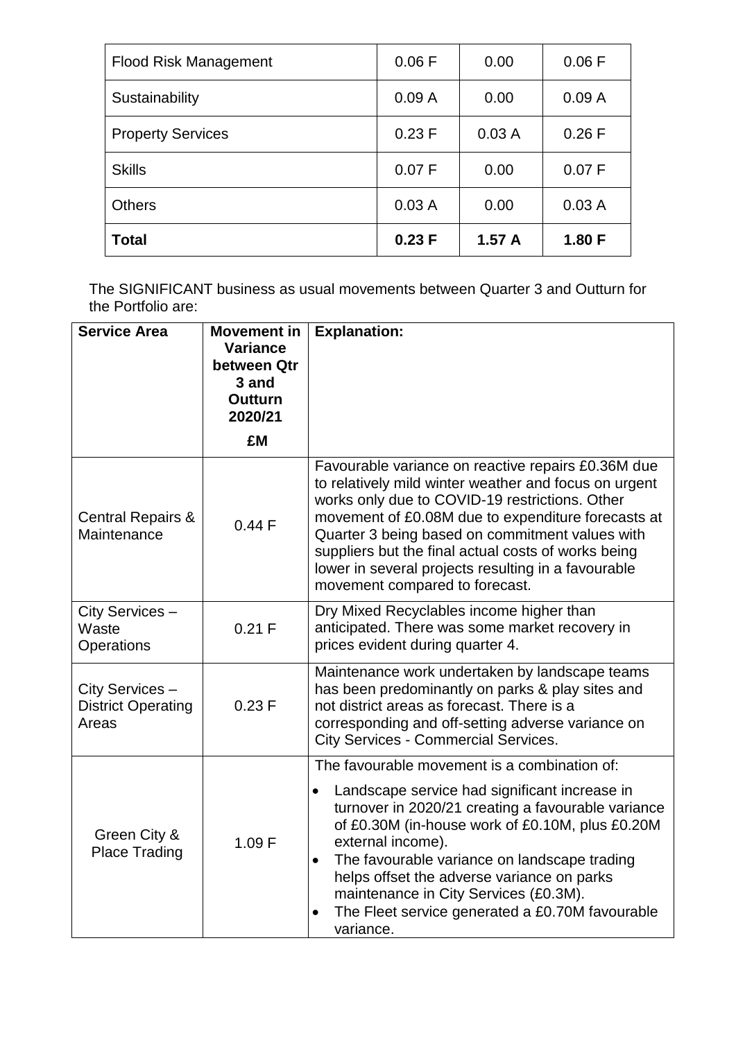| Flood Risk Management | 0.06 F | 0.00 | 0.06 F |
|---|---|---|---|
| Sustainability | 0.09 A | 0.00 | 0.09 A |
| Property Services | 0.23 F | 0.03 A | 0.26 F |
| Skills | 0.07 F | 0.00 | 0.07 F |
| Others | 0.03 A | 0.00 | 0.03 A |
| **Total** | **0.23 F** | **1.57 A** | **1.80 F** |

The SIGNIFICANT business as usual movements between Quarter 3 and Outturn for the Portfolio are:

| **Service Area** | **Movement in Variance between Qtr 3 and Outturn 2020/21** **£M** | **Explanation:** |
|---|---|---|
| Central Repairs & Maintenance | 0.44 F | Favourable variance on reactive repairs £0.36M due to relatively mild winter weather and focus on urgent works only due to COVID-19 restrictions. Other movement of £0.08M due to expenditure forecasts at Quarter 3 being based on commitment values with suppliers but the final actual costs of works being lower in several projects resulting in a favourable movement compared to forecast. |
| City Services – Waste Operations | 0.21 F | Dry Mixed Recyclables income higher than anticipated. There was some market recovery in prices evident during quarter 4. |
| City Services – District Operating Areas | 0.23 F | Maintenance work undertaken by landscape teams has been predominantly on parks & play sites and not district areas as forecast. There is a corresponding and off-setting adverse variance on City Services - Commercial Services. |
| Green City & Place Trading | 1.09 F | The favourable movement is a combination of: <br>• Landscape service had significant increase in turnover in 2020/21 creating a favourable variance of £0.30M (in-house work of £0.10M, plus £0.20M external income). <br>• The favourable variance on landscape trading helps offset the adverse variance on parks maintenance in City Services (£0.3M). <br>• The Fleet service generated a £0.70M favourable variance. |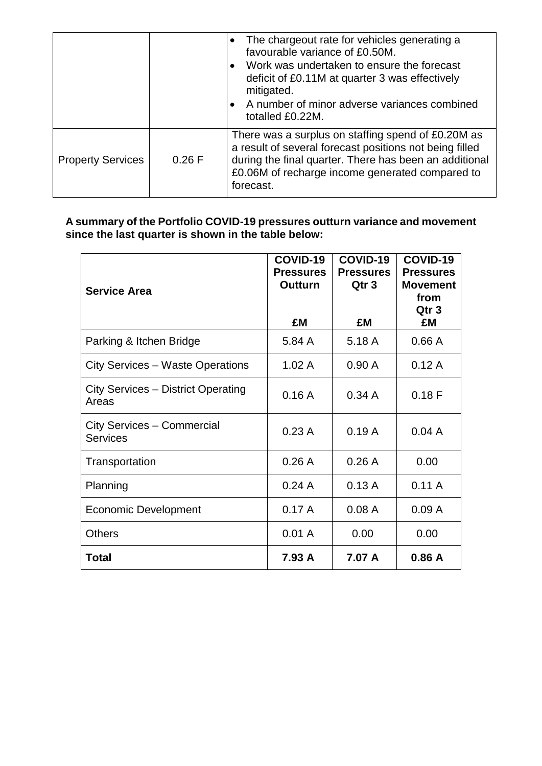| | | |
|---|---|---|
| | | <ul><li>The chargeout rate for vehicles generating a favourable variance of £0.50M.</li><li>Work was undertaken to ensure the forecast deficit of £0.11M at quarter 3 was effectively mitigated.</li><li>A number of minor adverse variances combined totalled £0.22M.</li></ul> |
| Property Services | 0.26 F | There was a surplus on staffing spend of £0.20M as a result of several forecast positions not being filled during the final quarter. There has been an additional £0.06M of recharge income generated compared to forecast. |

**A summary of the Portfolio COVID-19 pressures outturn variance and movement since the last quarter is shown in the table below:**

| Service Area | COVID-19 Pressures Outturn<br>£M | COVID-19 Pressures Qtr 3<br>£M | COVID-19 Pressures Movement from Qtr 3<br>£M |
|---|---|---|---|
| Parking & Itchen Bridge | 5.84 A | 5.18 A | 0.66 A |
| City Services – Waste Operations | 1.02 A | 0.90 A | 0.12 A |
| City Services – District Operating Areas | 0.16 A | 0.34 A | 0.18 F |
| City Services – Commercial Services | 0.23 A | 0.19 A | 0.04 A |
| Transportation | 0.26 A | 0.26 A | 0.00 |
| Planning | 0.24 A | 0.13 A | 0.11 A |
| Economic Development | 0.17 A | 0.08 A | 0.09 A |
| Others | 0.01 A | 0.00 | 0.00 |
| **Total** | **7.93 A** | **7.07 A** | **0.86 A** |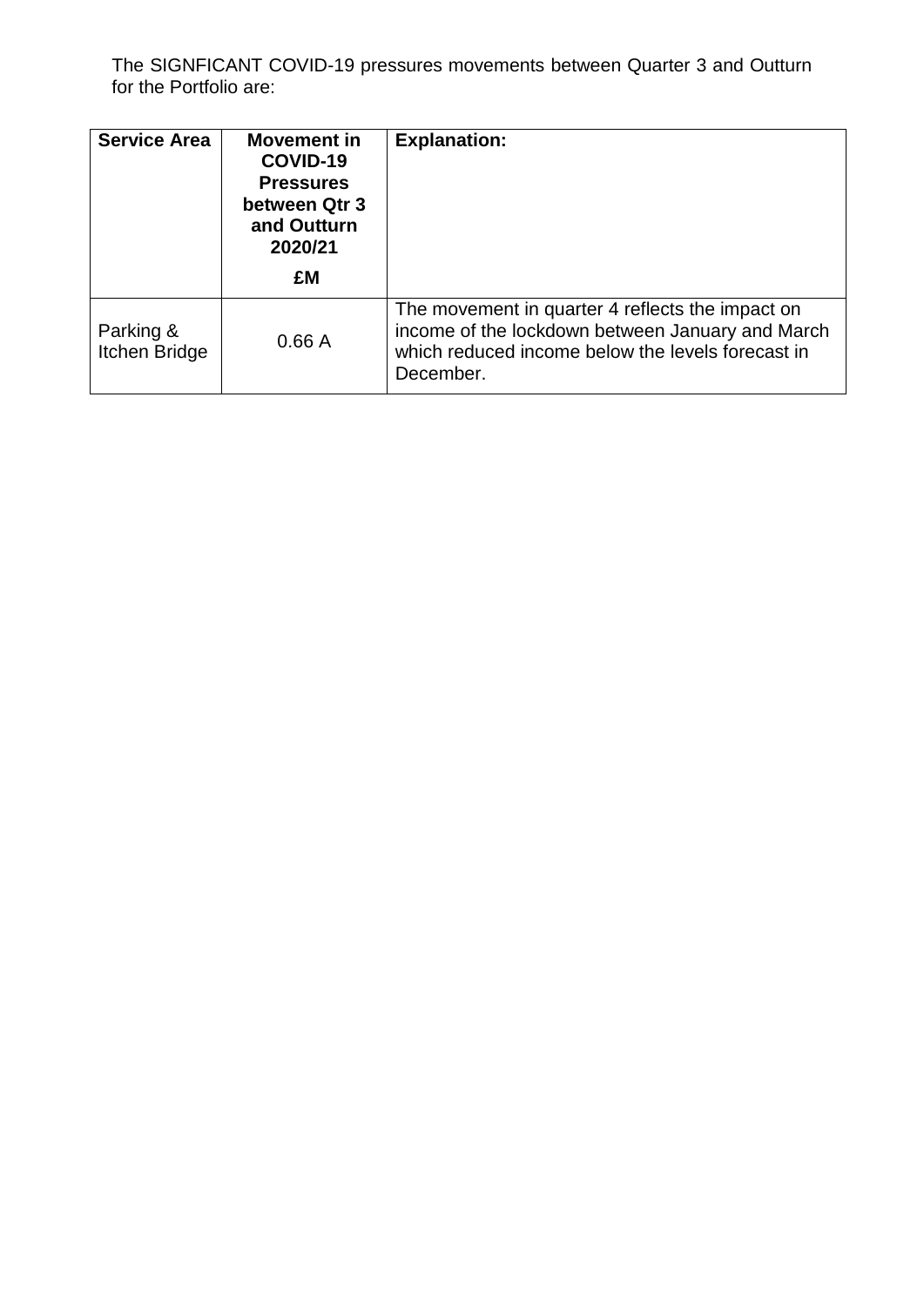The SIGNFICANT COVID-19 pressures movements between Quarter 3 and Outturn for the Portfolio are:

| Service Area | Movement in COVID-19 Pressures between Qtr 3 and Outturn 2020/21<br>£M | Explanation: |
|---|---|---|
| Parking & Itchen Bridge | 0.66 A | The movement in quarter 4 reflects the impact on income of the lockdown between January and March which reduced income below the levels forecast in December. |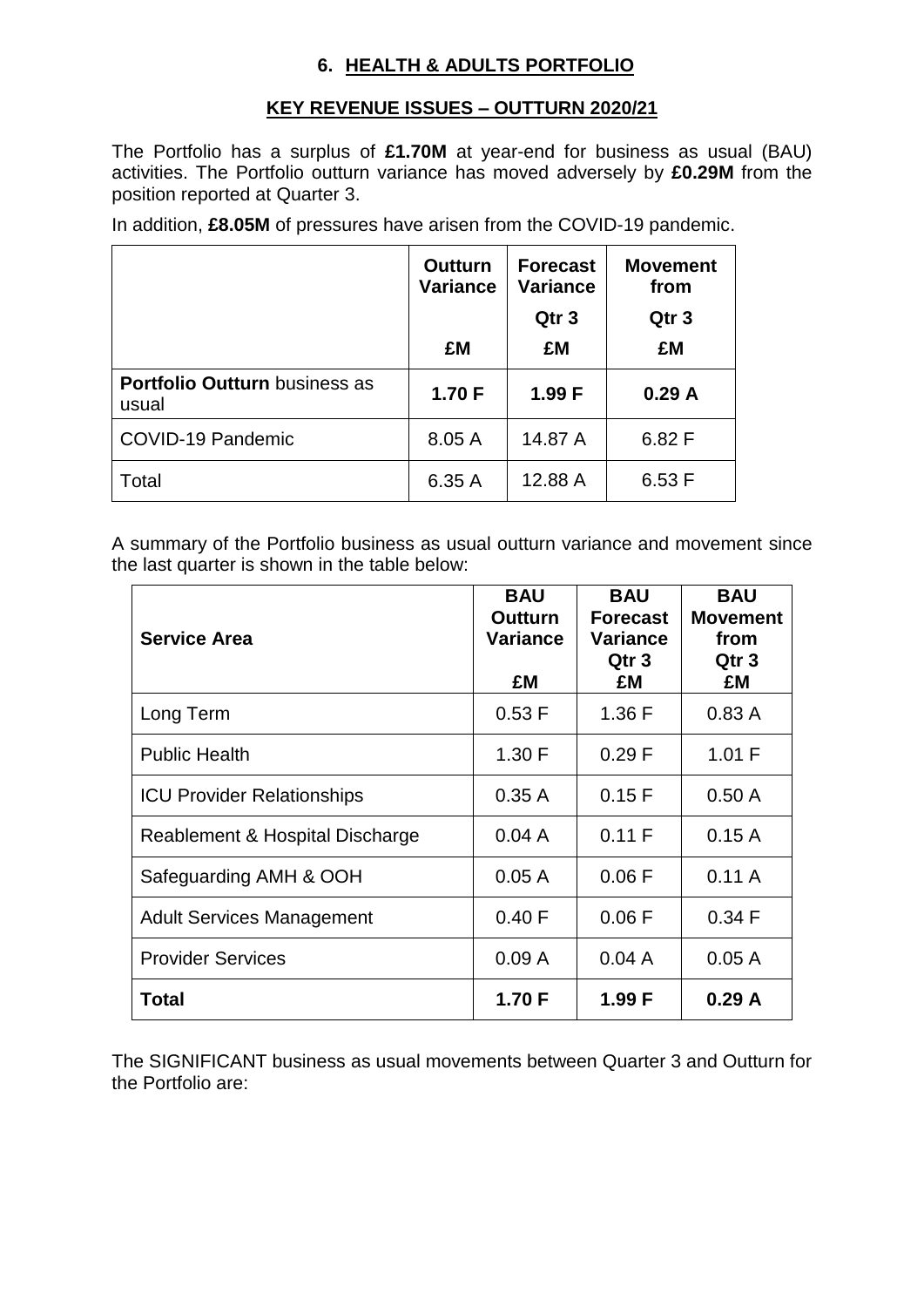## 6. HEALTH & ADULTS PORTFOLIO

### KEY REVENUE ISSUES – OUTTURN 2020/21

The Portfolio has a surplus of **£1.70M** at year-end for business as usual (BAU) activities. The Portfolio outturn variance has moved adversely by **£0.29M** from the position reported at Quarter 3.

In addition, **£8.05M** of pressures have arisen from the COVID-19 pandemic.

| | Outturn Variance £M | Forecast Variance Qtr 3 £M | Movement from Qtr 3 £M |
|---|---|---|---|
| **Portfolio Outturn** business as usual | **1.70 F** | **1.99 F** | **0.29 A** |
| COVID-19 Pandemic | 8.05 A | 14.87 A | 6.82 F |
| Total | 6.35 A | 12.88 A | 6.53 F |

A summary of the Portfolio business as usual outturn variance and movement since the last quarter is shown in the table below:

| Service Area | BAU Outturn Variance £M | BAU Forecast Variance Qtr 3 £M | BAU Movement from Qtr 3 £M |
|---|---|---|---|
| Long Term | 0.53 F | 1.36 F | 0.83 A |
| Public Health | 1.30 F | 0.29 F | 1.01 F |
| ICU Provider Relationships | 0.35 A | 0.15 F | 0.50 A |
| Reablement & Hospital Discharge | 0.04 A | 0.11 F | 0.15 A |
| Safeguarding AMH & OOH | 0.05 A | 0.06 F | 0.11 A |
| Adult Services Management | 0.40 F | 0.06 F | 0.34 F |
| Provider Services | 0.09 A | 0.04 A | 0.05 A |
| **Total** | **1.70 F** | **1.99 F** | **0.29 A** |

The SIGNIFICANT business as usual movements between Quarter 3 and Outturn for the Portfolio are: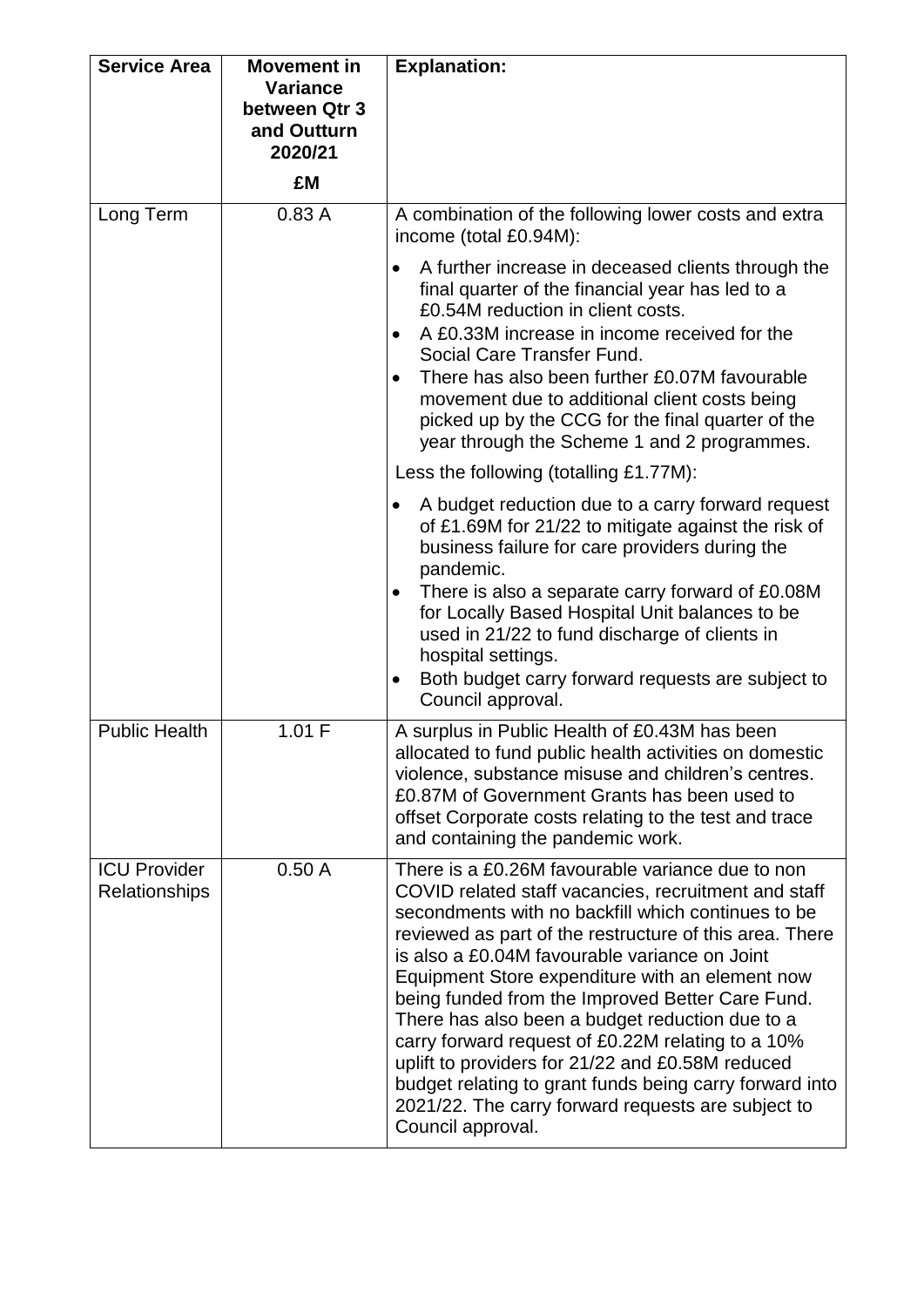| Service Area | Movement in Variance between Qtr 3 and Outturn 2020/21<br>£M | Explanation: |
|---|---|---|
| Long Term | 0.83 A | A combination of the following lower costs and extra income (total £0.94M):<br>• A further increase in deceased clients through the final quarter of the financial year has led to a £0.54M reduction in client costs.<br>• A £0.33M increase in income received for the Social Care Transfer Fund.<br>• There has also been further £0.07M favourable movement due to additional client costs being picked up by the CCG for the final quarter of the year through the Scheme 1 and 2 programmes.<br>Less the following (totalling £1.77M):<br>• A budget reduction due to a carry forward request of £1.69M for 21/22 to mitigate against the risk of business failure for care providers during the pandemic.<br>• There is also a separate carry forward of £0.08M for Locally Based Hospital Unit balances to be used in 21/22 to fund discharge of clients in hospital settings.<br>• Both budget carry forward requests are subject to Council approval. |
| Public Health | 1.01 F | A surplus in Public Health of £0.43M has been allocated to fund public health activities on domestic violence, substance misuse and children's centres. £0.87M of Government Grants has been used to offset Corporate costs relating to the test and trace and containing the pandemic work. |
| ICU Provider Relationships | 0.50 A | There is a £0.26M favourable variance due to non COVID related staff vacancies, recruitment and staff secondments with no backfill which continues to be reviewed as part of the restructure of this area. There is also a £0.04M favourable variance on Joint Equipment Store expenditure with an element now being funded from the Improved Better Care Fund. There has also been a budget reduction due to a carry forward request of £0.22M relating to a 10% uplift to providers for 21/22 and £0.58M reduced budget relating to grant funds being carry forward into 2021/22. The carry forward requests are subject to Council approval. |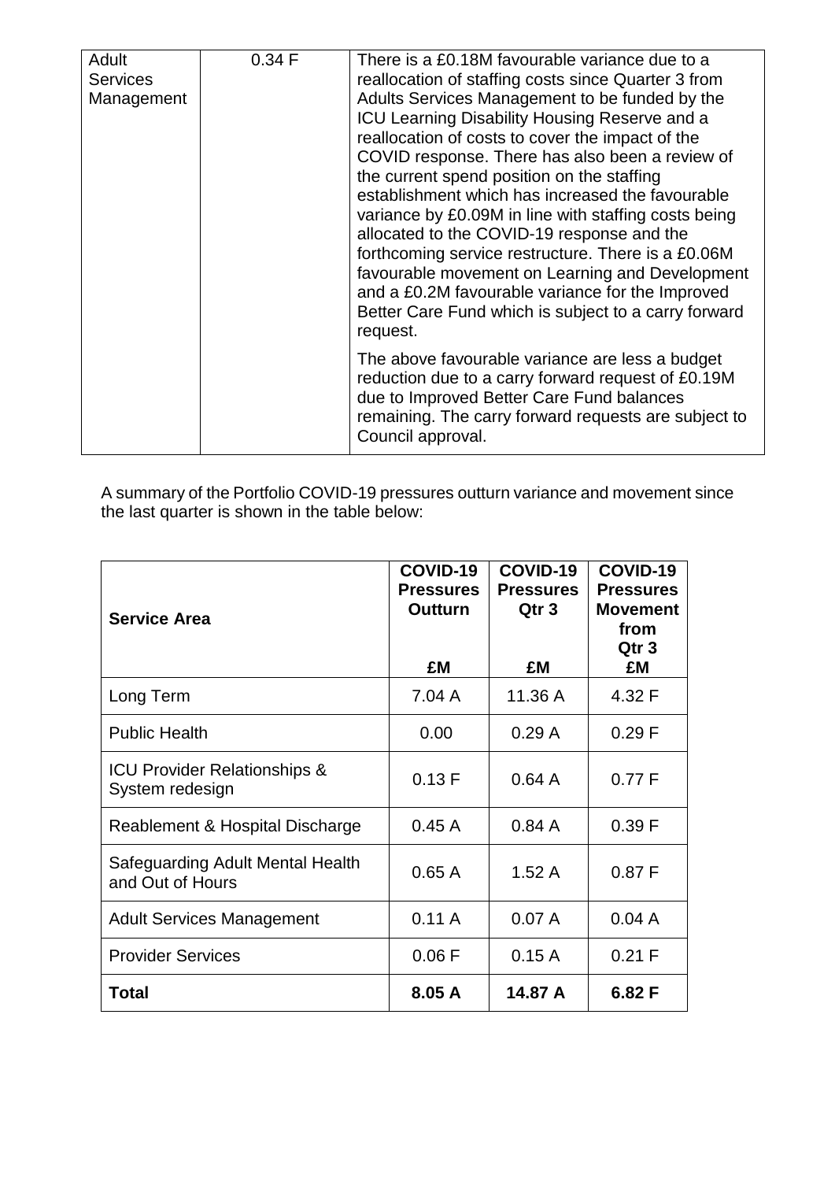| | | |
|---|---|---|
| Adult Services Management | 0.34 F | There is a £0.18M favourable variance due to a reallocation of staffing costs since Quarter 3 from Adults Services Management to be funded by the ICU Learning Disability Housing Reserve and a reallocation of costs to cover the impact of the COVID response. There has also been a review of the current spend position on the staffing establishment which has increased the favourable variance by £0.09M in line with staffing costs being allocated to the COVID-19 response and the forthcoming service restructure. There is a £0.06M favourable movement on Learning and Development and a £0.2M favourable variance for the Improved Better Care Fund which is subject to a carry forward request.<br><br>The above favourable variance are less a budget reduction due to a carry forward request of £0.19M due to Improved Better Care Fund balances remaining. The carry forward requests are subject to Council approval. |

A summary of the Portfolio COVID-19 pressures outturn variance and movement since the last quarter is shown in the table below:

| Service Area | COVID-19 Pressures Outturn<br><br>£M | COVID-19 Pressures Qtr 3<br><br>£M | COVID-19 Pressures Movement from Qtr 3<br>£M |
|---|---|---|---|
| Long Term | 7.04 A | 11.36 A | 4.32 F |
| Public Health | 0.00 | 0.29 A | 0.29 F |
| ICU Provider Relationships & System redesign | 0.13 F | 0.64 A | 0.77 F |
| Reablement & Hospital Discharge | 0.45 A | 0.84 A | 0.39 F |
| Safeguarding Adult Mental Health and Out of Hours | 0.65 A | 1.52 A | 0.87 F |
| Adult Services Management | 0.11 A | 0.07 A | 0.04 A |
| Provider Services | 0.06 F | 0.15 A | 0.21 F |
| **Total** | **8.05 A** | **14.87 A** | **6.82 F** |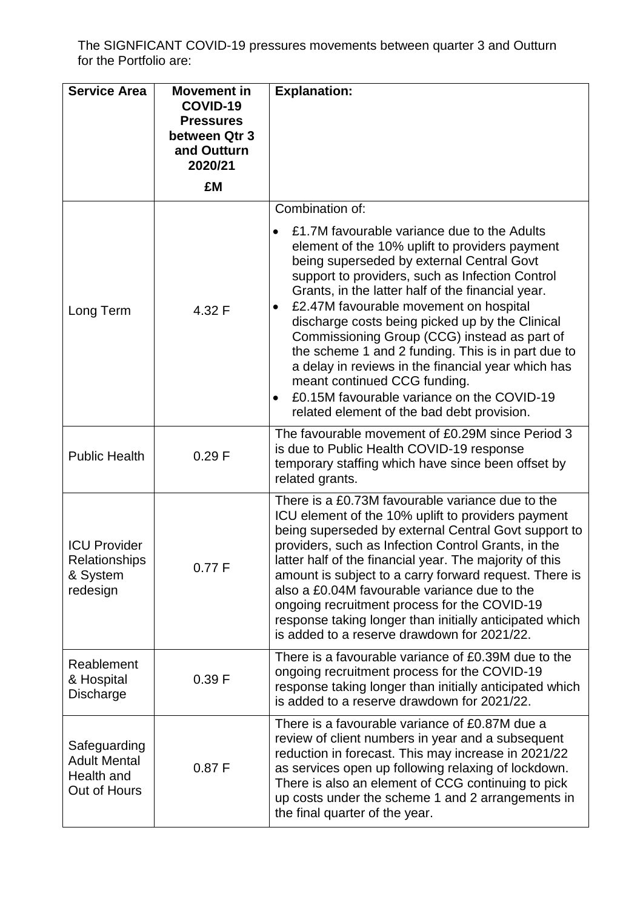The SIGNFICANT COVID-19 pressures movements between quarter 3 and Outturn for the Portfolio are:

| Service Area | Movement in COVID-19 Pressures between Qtr 3 and Outturn 2020/21 £M | Explanation: |
|---|---|---|
| Long Term | 4.32 F | Combination of: <ul><li>£1.7M favourable variance due to the Adults element of the 10% uplift to providers payment being superseded by external Central Govt support to providers, such as Infection Control Grants, in the latter half of the financial year.</li><li>£2.47M favourable movement on hospital discharge costs being picked up by the Clinical Commissioning Group (CCG) instead as part of the scheme 1 and 2 funding. This is in part due to a delay in reviews in the financial year which has meant continued CCG funding.</li><li>£0.15M favourable variance on the COVID-19 related element of the bad debt provision.</li></ul> |
| Public Health | 0.29 F | The favourable movement of £0.29M since Period 3 is due to Public Health COVID-19 response temporary staffing which have since been offset by related grants. |
| ICU Provider Relationships & System redesign | 0.77 F | There is a £0.73M favourable variance due to the ICU element of the 10% uplift to providers payment being superseded by external Central Govt support to providers, such as Infection Control Grants, in the latter half of the financial year. The majority of this amount is subject to a carry forward request. There is also a £0.04M favourable variance due to the ongoing recruitment process for the COVID-19 response taking longer than initially anticipated which is added to a reserve drawdown for 2021/22. |
| Reablement & Hospital Discharge | 0.39 F | There is a favourable variance of £0.39M due to the ongoing recruitment process for the COVID-19 response taking longer than initially anticipated which is added to a reserve drawdown for 2021/22. |
| Safeguarding Adult Mental Health and Out of Hours | 0.87 F | There is a favourable variance of £0.87M due a review of client numbers in year and a subsequent reduction in forecast. This may increase in 2021/22 as services open up following relaxing of lockdown. There is also an element of CCG continuing to pick up costs under the scheme 1 and 2 arrangements in the final quarter of the year. |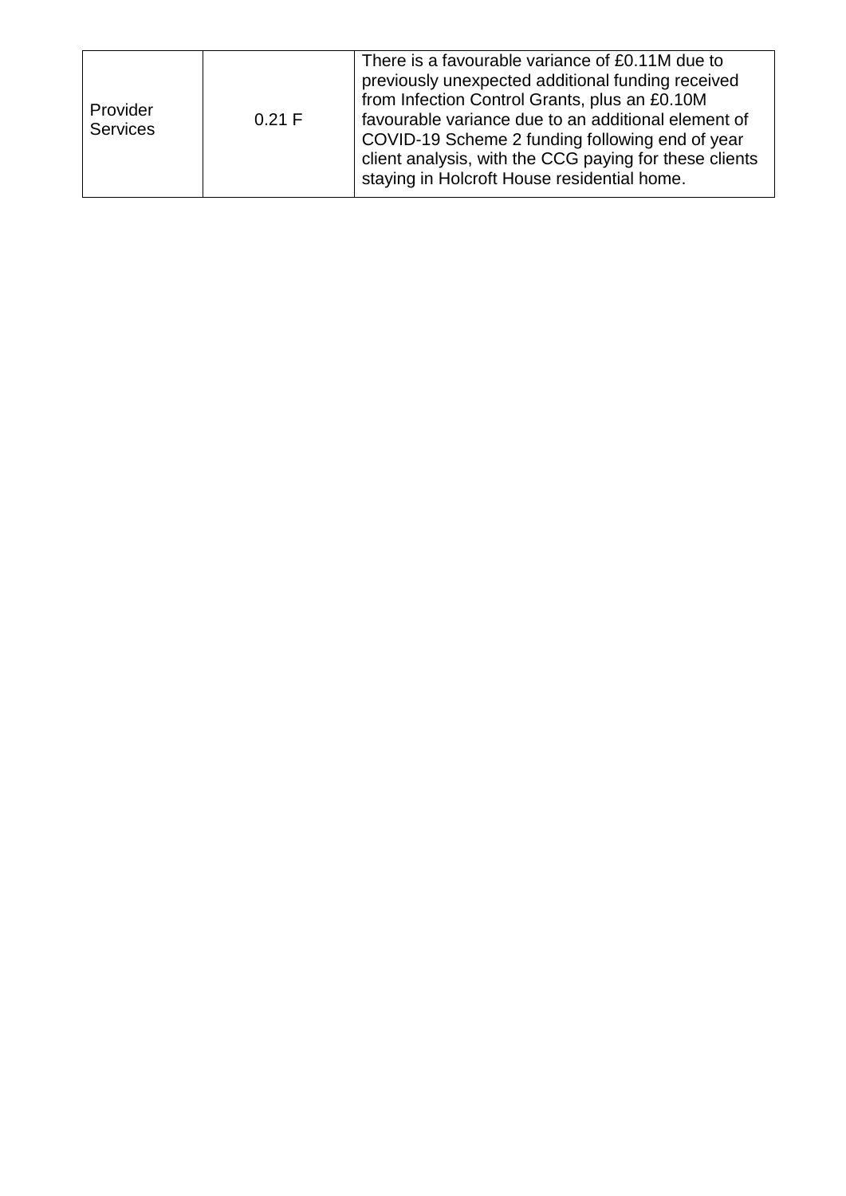| | | |
|---|---|---|
| Provider Services | 0.21 F | There is a favourable variance of £0.11M due to previously unexpected additional funding received from Infection Control Grants, plus an £0.10M favourable variance due to an additional element of COVID-19 Scheme 2 funding following end of year client analysis, with the CCG paying for these clients staying in Holcroft House residential home. |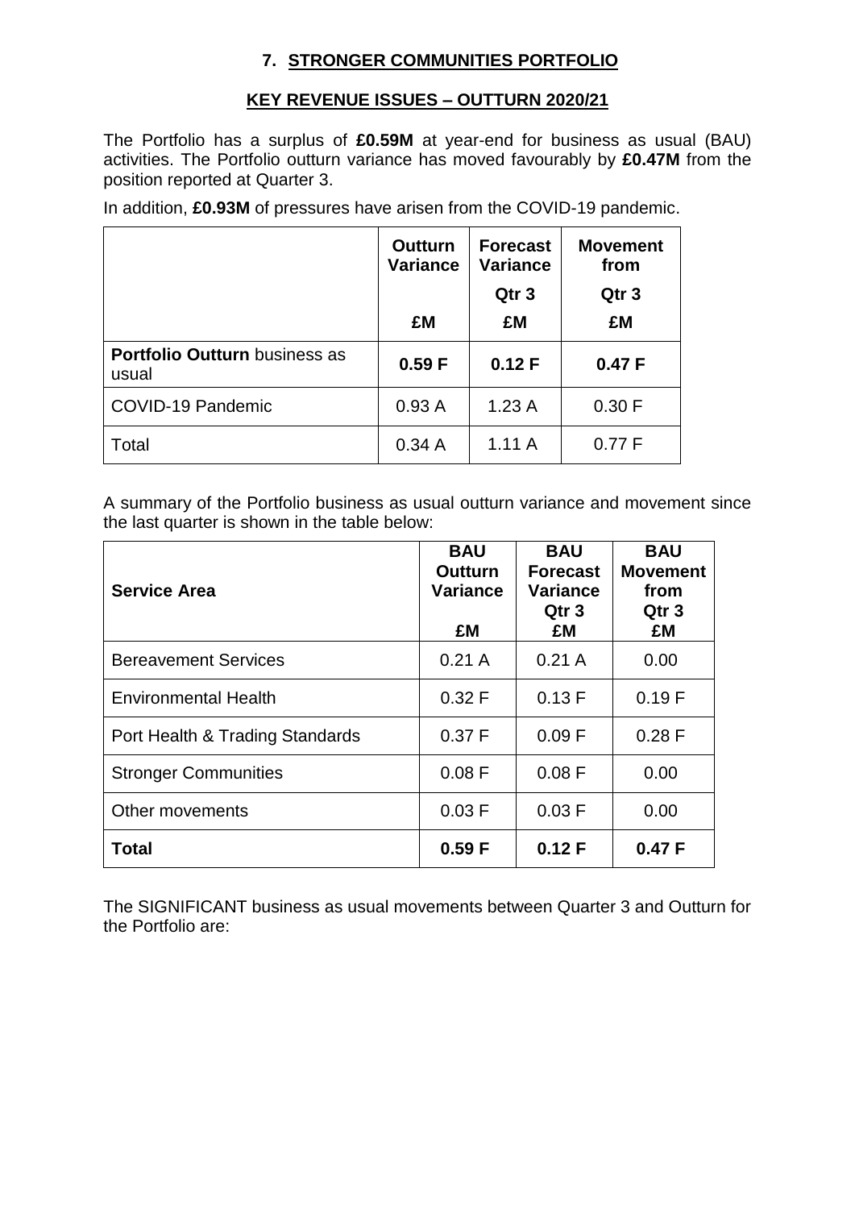## 7. STRONGER COMMUNITIES PORTFOLIO

### KEY REVENUE ISSUES – OUTTURN 2020/21

The Portfolio has a surplus of **£0.59M** at year-end for business as usual (BAU) activities. The Portfolio outturn variance has moved favourably by **£0.47M** from the position reported at Quarter 3.

In addition, **£0.93M** of pressures have arisen from the COVID-19 pandemic.

| | Outturn Variance<br>£M | Forecast Variance Qtr 3<br>£M | Movement from Qtr 3<br>£M |
|---|---|---|---|
| **Portfolio Outturn** business as usual | **0.59 F** | **0.12 F** | **0.47 F** |
| COVID-19 Pandemic | 0.93 A | 1.23 A | 0.30 F |
| Total | 0.34 A | 1.11 A | 0.77 F |

A summary of the Portfolio business as usual outturn variance and movement since the last quarter is shown in the table below:

| Service Area | BAU Outturn Variance<br>£M | BAU Forecast Variance Qtr 3<br>£M | BAU Movement from Qtr 3<br>£M |
|---|---|---|---|
| Bereavement Services | 0.21 A | 0.21 A | 0.00 |
| Environmental Health | 0.32 F | 0.13 F | 0.19 F |
| Port Health & Trading Standards | 0.37 F | 0.09 F | 0.28 F |
| Stronger Communities | 0.08 F | 0.08 F | 0.00 |
| Other movements | 0.03 F | 0.03 F | 0.00 |
| **Total** | **0.59 F** | **0.12 F** | **0.47 F** |

The SIGNIFICANT business as usual movements between Quarter 3 and Outturn for the Portfolio are: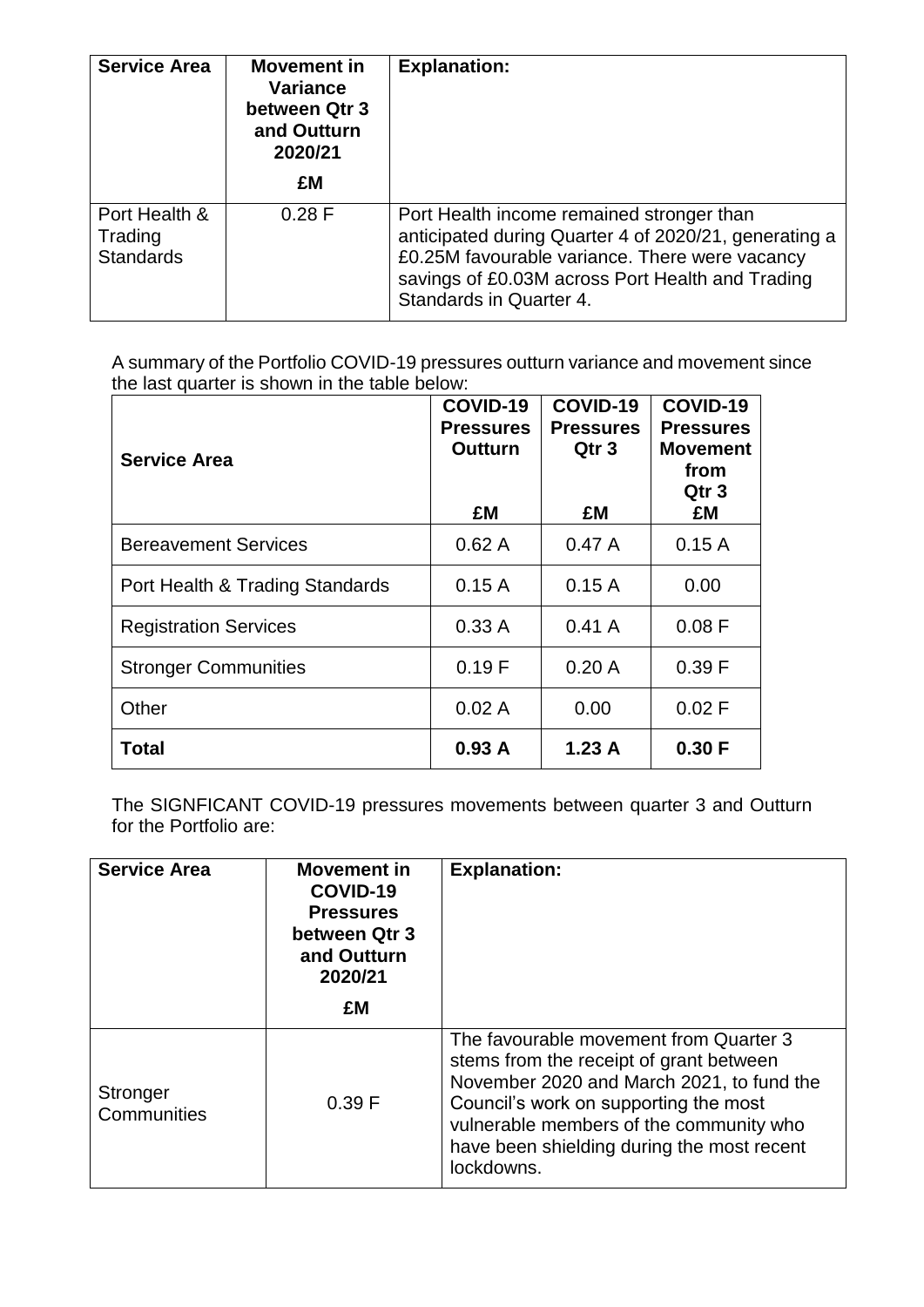| Service Area | Movement in Variance between Qtr 3 and Outturn 2020/21<br>£M | Explanation: |
|---|---|---|
| Port Health & Trading Standards | 0.28 F | Port Health income remained stronger than anticipated during Quarter 4 of 2020/21, generating a £0.25M favourable variance. There were vacancy savings of £0.03M across Port Health and Trading Standards in Quarter 4. |

A summary of the Portfolio COVID-19 pressures outturn variance and movement since the last quarter is shown in the table below:

| Service Area | COVID-19 Pressures Outturn<br>£M | COVID-19 Pressures Qtr 3<br>£M | COVID-19 Pressures Movement from Qtr 3<br>£M |
|---|---|---|---|
| Bereavement Services | 0.62 A | 0.47 A | 0.15 A |
| Port Health & Trading Standards | 0.15 A | 0.15 A | 0.00 |
| Registration Services | 0.33 A | 0.41 A | 0.08 F |
| Stronger Communities | 0.19 F | 0.20 A | 0.39 F |
| Other | 0.02 A | 0.00 | 0.02 F |
| **Total** | **0.93 A** | **1.23 A** | **0.30 F** |

The SIGNFICANT COVID-19 pressures movements between quarter 3 and Outturn for the Portfolio are:

| Service Area | Movement in COVID-19 Pressures between Qtr 3 and Outturn 2020/21<br>£M | Explanation: |
|---|---|---|
| Stronger Communities | 0.39 F | The favourable movement from Quarter 3 stems from the receipt of grant between November 2020 and March 2021, to fund the Council's work on supporting the most vulnerable members of the community who have been shielding during the most recent lockdowns. |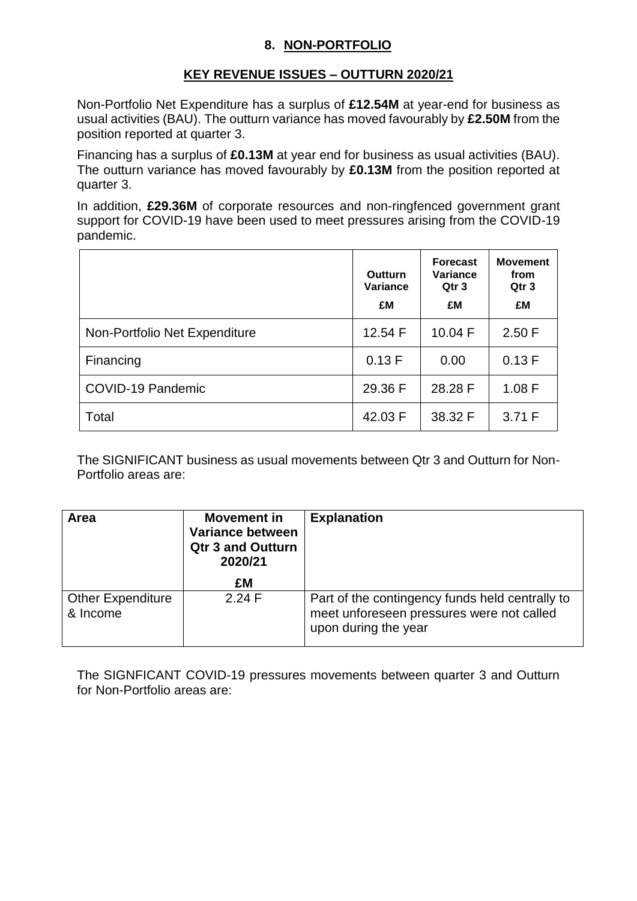## 8. NON-PORTFOLIO

### KEY REVENUE ISSUES – OUTTURN 2020/21

Non-Portfolio Net Expenditure has a surplus of **£12.54M** at year-end for business as usual activities (BAU). The outturn variance has moved favourably by **£2.50M** from the position reported at quarter 3.

Financing has a surplus of **£0.13M** at year end for business as usual activities (BAU). The outturn variance has moved favourably by **£0.13M** from the position reported at quarter 3.

In addition, **£29.36M** of corporate resources and non-ringfenced government grant support for COVID-19 have been used to meet pressures arising from the COVID-19 pandemic.

| | Outturn Variance £M | Forecast Variance Qtr 3 £M | Movement from Qtr 3 £M |
|---|---|---|---|
| Non-Portfolio Net Expenditure | 12.54 F | 10.04 F | 2.50 F |
| Financing | 0.13 F | 0.00 | 0.13 F |
| COVID-19 Pandemic | 29.36 F | 28.28 F | 1.08 F |
| Total | 42.03 F | 38.32 F | 3.71 F |

The SIGNIFICANT business as usual movements between Qtr 3 and Outturn for Non-Portfolio areas are:

| Area | Movement in Variance between Qtr 3 and Outturn 2020/21 £M | Explanation |
|---|---|---|
| Other Expenditure & Income | 2.24 F | Part of the contingency funds held centrally to meet unforeseen pressures were not called upon during the year |

The SIGNFICANT COVID-19 pressures movements between quarter 3 and Outturn for Non-Portfolio areas are: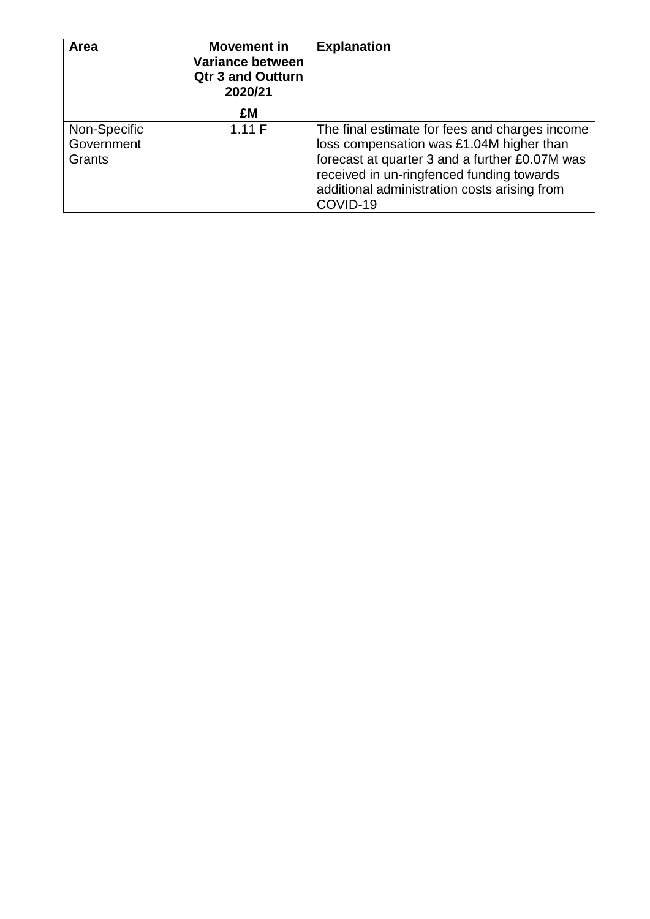| Area | Movement in Variance between Qtr 3 and Outturn 2020/21<br><br>£M | Explanation |
|---|---|---|
| Non-Specific Government Grants | 1.11 F | The final estimate for fees and charges income loss compensation was £1.04M higher than forecast at quarter 3 and a further £0.07M was received in un-ringfenced funding towards additional administration costs arising from COVID-19 |